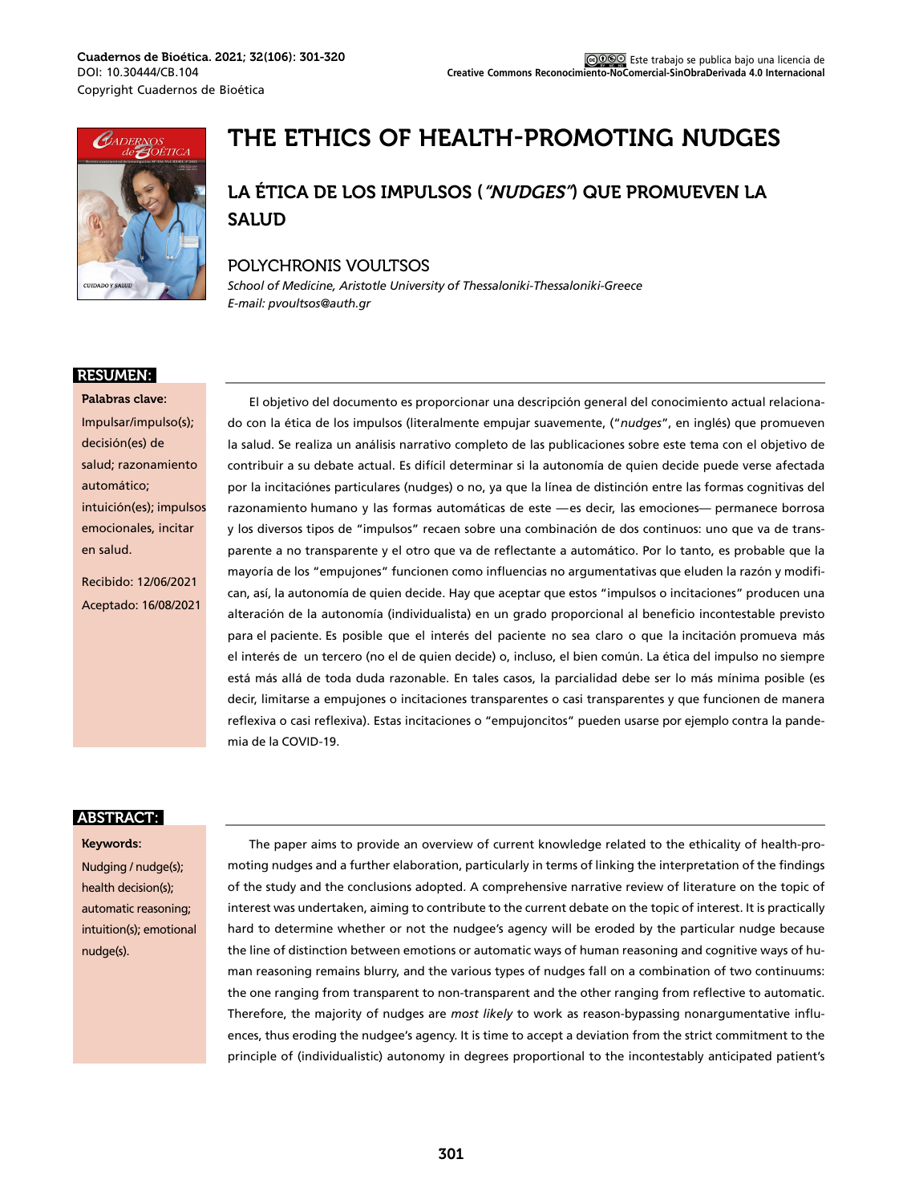Cuadernos de Bioética. 2021; 32(106): 301-320
DOI: 10.30444/CB.104
Copyright Cuadernos de Bioética

Este trabajo se publica bajo una licencia de **Creative Commons Reconocimiento-NoComercial-SinObraDerivada 4.0 Internacional**

# THE ETHICS OF HEALTH-PROMOTING NUDGES

## LA ÉTICA DE LOS IMPULSOS (*"NUDGES"*) QUE PROMUEVEN LA SALUD

POLYCHRONIS VOULTSOS
*School of Medicine, Aristotle University of Thessaloniki-Thessaloniki-Greece*
*E-mail: pvoultsos@auth.gr*

### RESUMEN:

**Palabras clave:** Impulsar/impulso(s); decisión(es) de salud; razonamiento automático; intuición(es); impulsos emocionales, incitar en salud.

Recibido: 12/06/2021
Aceptado: 16/08/2021

El objetivo del documento es proporcionar una descripción general del conocimiento actual relacionado con la ética de los impulsos (literalmente empujar suavemente, ("*nudges*", en inglés) que promueven la salud. Se realiza un análisis narrativo completo de las publicaciones sobre este tema con el objetivo de contribuir a su debate actual. Es difícil determinar si la autonomía de quien decide puede verse afectada por la incitaciónes particulares (nudges) o no, ya que la línea de distinción entre las formas cognitivas del razonamiento humano y las formas automáticas de este —es decir, las emociones— permanece borrosa y los diversos tipos de "impulsos" recaen sobre una combinación de dos continuos: uno que va de transparente a no transparente y el otro que va de reflectante a automático. Por lo tanto, es probable que la mayoría de los "empujones" funcionen como influencias no argumentativas que eluden la razón y modifican, así, la autonomía de quien decide. Hay que aceptar que estos "impulsos o incitaciones" producen una alteración de la autonomía (individualista) en un grado proporcional al beneficio incontestable previsto para el paciente. Es posible que el interés del paciente no sea claro o que la incitación promueva más el interés de un tercero (no el de quien decide) o, incluso, el bien común. La ética del impulso no siempre está más allá de toda duda razonable. En tales casos, la parcialidad debe ser lo más mínima posible (es decir, limitarse a empujones o incitaciones transparentes o casi transparentes y que funcionen de manera reflexiva o casi reflexiva). Estas incitaciones o "empujoncitos" pueden usarse por ejemplo contra la pandemia de la COVID-19.

### ABSTRACT:

**Keywords:** Nudging / nudge(s); health decision(s); automatic reasoning; intuition(s); emotional nudge(s).

The paper aims to provide an overview of current knowledge related to the ethicality of health-promoting nudges and a further elaboration, particularly in terms of linking the interpretation of the findings of the study and the conclusions adopted. A comprehensive narrative review of literature on the topic of interest was undertaken, aiming to contribute to the current debate on the topic of interest. It is practically hard to determine whether or not the nudgee's agency will be eroded by the particular nudge because the line of distinction between emotions or automatic ways of human reasoning and cognitive ways of human reasoning remains blurry, and the various types of nudges fall on a combination of two continuums: the one ranging from transparent to non-transparent and the other ranging from reflective to automatic. Therefore, the majority of nudges are *most likely* to work as reason-bypassing nonargumentative influences, thus eroding the nudgee's agency. It is time to accept a deviation from the strict commitment to the principle of (individualistic) autonomy in degrees proportional to the incontestably anticipated patient's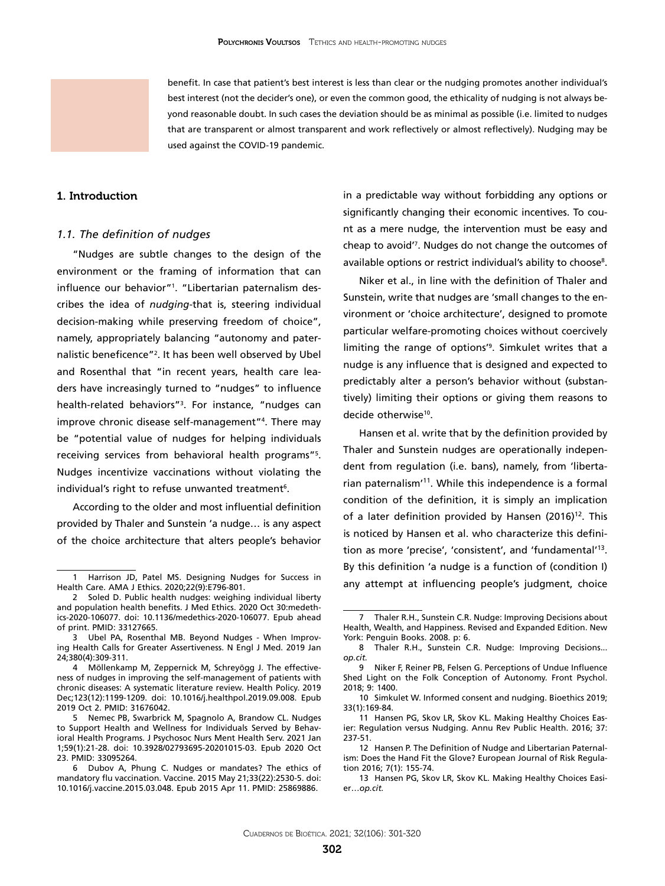benefit. In case that patient's best interest is less than clear or the nudging promotes another individual's best interest (not the decider's one), or even the common good, the ethicality of nudging is not always beyond reasonable doubt. In such cases the deviation should be as minimal as possible (i.e. limited to nudges that are transparent or almost transparent and work reflectively or almost reflectively). Nudging may be used against the COVID-19 pandemic.

## 1. Introduction

### *1.1. The definition of nudges*

"Nudges are subtle changes to the design of the environment or the framing of information that can influence our behavior"[1]. "Libertarian paternalism describes the idea of *nudging*-that is, steering individual decision-making while preserving freedom of choice", namely, appropriately balancing "autonomy and paternalistic beneficence"[2]. It has been well observed by Ubel and Rosenthal that "in recent years, health care leaders have increasingly turned to "nudges" to influence health-related behaviors"[3]. For instance, "nudges can improve chronic disease self-management"[4]. There may be "potential value of nudges for helping individuals receiving services from behavioral health programs"[5]. Nudges incentivize vaccinations without violating the individual's right to refuse unwanted treatment[6].

According to the older and most influential definition provided by Thaler and Sunstein 'a nudge… is any aspect of the choice architecture that alters people's behavior in a predictable way without forbidding any options or significantly changing their economic incentives. To count as a mere nudge, the intervention must be easy and cheap to avoid'[7]. Nudges do not change the outcomes of available options or restrict individual's ability to choose[8].

Niker et al., in line with the definition of Thaler and Sunstein, write that nudges are 'small changes to the environment or 'choice architecture', designed to promote particular welfare-promoting choices without coercively limiting the range of options'[9]. Simkulet writes that a nudge is any influence that is designed and expected to predictably alter a person's behavior without (substantively) limiting their options or giving them reasons to decide otherwise[10].

Hansen et al. write that by the definition provided by Thaler and Sunstein nudges are operationally independent from regulation (i.e. bans), namely, from 'libertarian paternalism'[11]. While this independence is a formal condition of the definition, it is simply an implication of a later definition provided by Hansen (2016)[12]. This is noticed by Hansen et al. who characterize this definition as more 'precise', 'consistent', and 'fundamental'[13]. By this definition 'a nudge is a function of (condition I) any attempt at influencing people's judgment, choice

---

1 Harrison JD, Patel MS. Designing Nudges for Success in Health Care. AMA J Ethics. 2020;22(9):E796-801.

2 Soled D. Public health nudges: weighing individual liberty and population health benefits. J Med Ethics. 2020 Oct 30:medethics-2020-106077. doi: 10.1136/medethics-2020-106077. Epub ahead of print. PMID: 33127665.

3 Ubel PA, Rosenthal MB. Beyond Nudges - When Improving Health Calls for Greater Assertiveness. N Engl J Med. 2019 Jan 24;380(4):309-311.

4 Möllenkamp M, Zeppernick M, Schreyögg J. The effectiveness of nudges in improving the self-management of patients with chronic diseases: A systematic literature review. Health Policy. 2019 Dec;123(12):1199-1209. doi: 10.1016/j.healthpol.2019.09.008. Epub 2019 Oct 2. PMID: 31676042.

5 Nemec PB, Swarbrick M, Spagnolo A, Brandow CL. Nudges to Support Health and Wellness for Individuals Served by Behavioral Health Programs. J Psychosoc Nurs Ment Health Serv. 2021 Jan 1;59(1):21-28. doi: 10.3928/02793695-20201015-03. Epub 2020 Oct 23. PMID: 33095264.

6 Dubov A, Phung C. Nudges or mandates? The ethics of mandatory flu vaccination. Vaccine. 2015 May 21;33(22):2530-5. doi: 10.1016/j.vaccine.2015.03.048. Epub 2015 Apr 11. PMID: 25869886.

7 Thaler R.H., Sunstein C.R. Nudge: Improving Decisions about Health, Wealth, and Happiness. Revised and Expanded Edition. New York: Penguin Books. 2008. p: 6.

8 Thaler R.H., Sunstein C.R. Nudge: Improving Decisions… *op.cit.*

9 Niker F, Reiner PB, Felsen G. Perceptions of Undue Influence Shed Light on the Folk Conception of Autonomy. Front Psychol. 2018; 9: 1400.

10 Simkulet W. Informed consent and nudging. Bioethics 2019; 33(1):169-84.

11 Hansen PG, Skov LR, Skov KL. Making Healthy Choices Easier: Regulation versus Nudging. Annu Rev Public Health. 2016; 37: 237-51.

12 Hansen P. The Definition of Nudge and Libertarian Paternalism: Does the Hand Fit the Glove? European Journal of Risk Regulation 2016; 7(1): 155-74.

13 Hansen PG, Skov LR, Skov KL. Making Healthy Choices Easier…*op.cit.*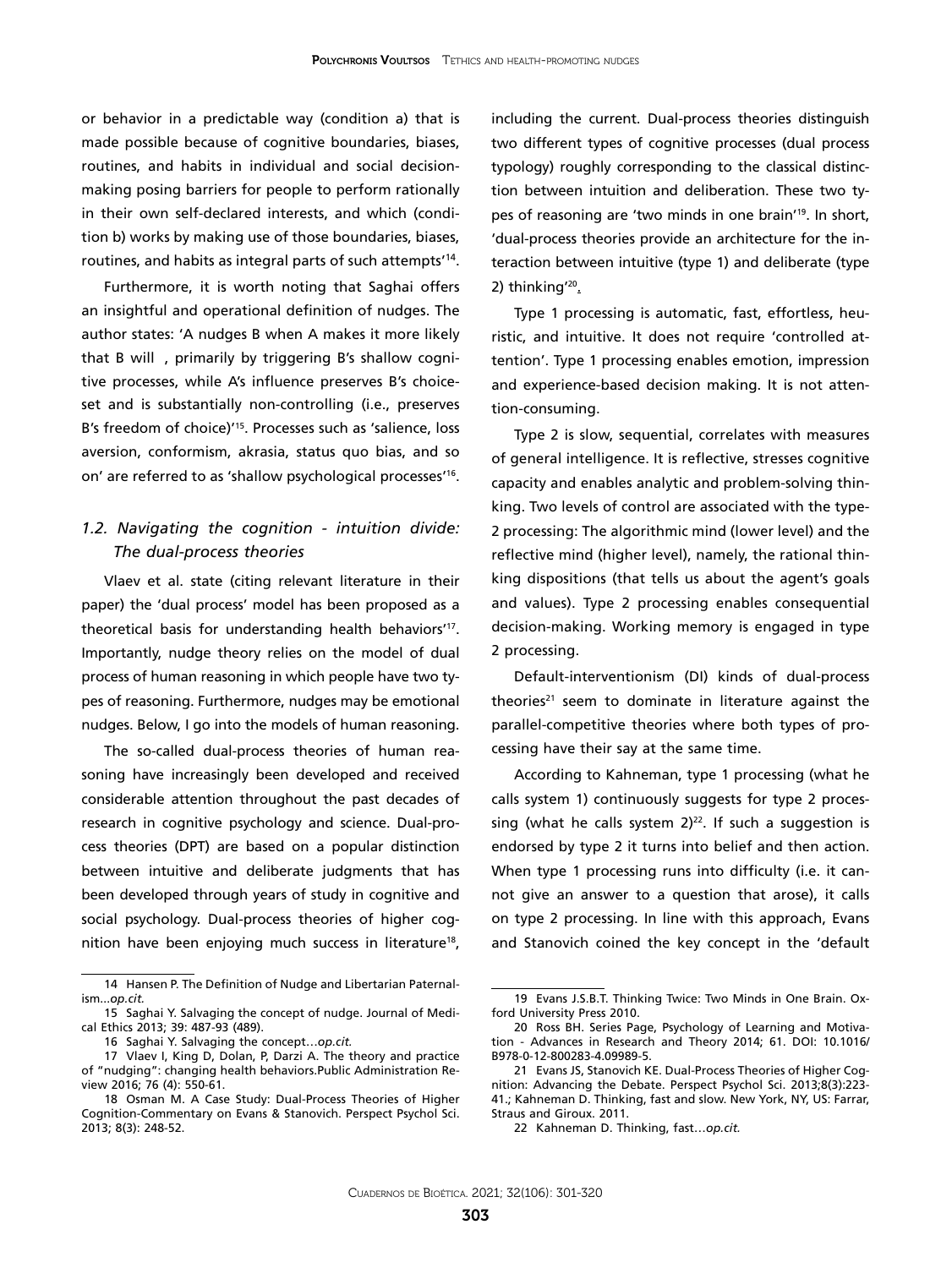or behavior in a predictable way (condition a) that is made possible because of cognitive boundaries, biases, routines, and habits in individual and social decision-making posing barriers for people to perform rationally in their own self-declared interests, and which (condition b) works by making use of those boundaries, biases, routines, and habits as integral parts of such attempts'[14].

Furthermore, it is worth noting that Saghai offers an insightful and operational definition of nudges. The author states: 'A nudges B when A makes it more likely that B will , primarily by triggering B's shallow cognitive processes, while A's influence preserves B's choice-set and is substantially non-controlling (i.e., preserves B's freedom of choice)'[15]. Processes such as 'salience, loss aversion, conformism, akrasia, status quo bias, and so on' are referred to as 'shallow psychological processes'[16].

### *1.2. Navigating the cognition - intuition divide: The dual-process theories*

Vlaev et al. state (citing relevant literature in their paper) the 'dual process' model has been proposed as a theoretical basis for understanding health behaviors'[17]. Importantly, nudge theory relies on the model of dual process of human reasoning in which people have two types of reasoning. Furthermore, nudges may be emotional nudges. Below, I go into the models of human reasoning.

The so-called dual-process theories of human reasoning have increasingly been developed and received considerable attention throughout the past decades of research in cognitive psychology and science. Dual-process theories (DPT) are based on a popular distinction between intuitive and deliberate judgments that has been developed through years of study in cognitive and social psychology. Dual-process theories of higher cognition have been enjoying much success in literature[18], including the current. Dual-process theories distinguish two different types of cognitive processes (dual process typology) roughly corresponding to the classical distinction between intuition and deliberation. These two types of reasoning are 'two minds in one brain'[19]. In short, 'dual-process theories provide an architecture for the interaction between intuitive (type 1) and deliberate (type 2) thinking'[20].

Type 1 processing is automatic, fast, effortless, heuristic, and intuitive. It does not require 'controlled attention'. Type 1 processing enables emotion, impression and experience-based decision making. It is not attention-consuming.

Type 2 is slow, sequential, correlates with measures of general intelligence. It is reflective, stresses cognitive capacity and enables analytic and problem-solving thinking. Two levels of control are associated with the type-2 processing: The algorithmic mind (lower level) and the reflective mind (higher level), namely, the rational thinking dispositions (that tells us about the agent's goals and values). Type 2 processing enables consequential decision-making. Working memory is engaged in type 2 processing.

Default-interventionism (DI) kinds of dual-process theories[21] seem to dominate in literature against the parallel-competitive theories where both types of processing have their say at the same time.

According to Kahneman, type 1 processing (what he calls system 1) continuously suggests for type 2 processing (what he calls system 2)[22]. If such a suggestion is endorsed by type 2 it turns into belief and then action. When type 1 processing runs into difficulty (i.e. it cannot give an answer to a question that arose), it calls on type 2 processing. In line with this approach, Evans and Stanovich coined the key concept in the 'default

---

14 Hansen P. The Definition of Nudge and Libertarian Paternalism...*op.cit.*

15 Saghai Y. Salvaging the concept of nudge. Journal of Medical Ethics 2013; 39: 487-93 (489).

16 Saghai Y. Salvaging the concept…*op.cit.*

17 Vlaev I, King D, Dolan, P, Darzi A. The theory and practice of "nudging": changing health behaviors.Public Administration Review 2016; 76 (4): 550-61.

18 Osman M. A Case Study: Dual-Process Theories of Higher Cognition-Commentary on Evans & Stanovich. Perspect Psychol Sci. 2013; 8(3): 248-52.

19 Evans J.S.B.T. Thinking Twice: Two Minds in One Brain. Oxford University Press 2010.

20 Ross BH. Series Page, Psychology of Learning and Motivation - Advances in Research and Theory 2014; 61. DOI: 10.1016/B978-0-12-800283-4.09989-5.

21 Evans JS, Stanovich KE. Dual-Process Theories of Higher Cognition: Advancing the Debate. Perspect Psychol Sci. 2013;8(3):223-41.; Kahneman D. Thinking, fast and slow. New York, NY, US: Farrar, Straus and Giroux. 2011.

22 Kahneman D. Thinking, fast…*op.cit.*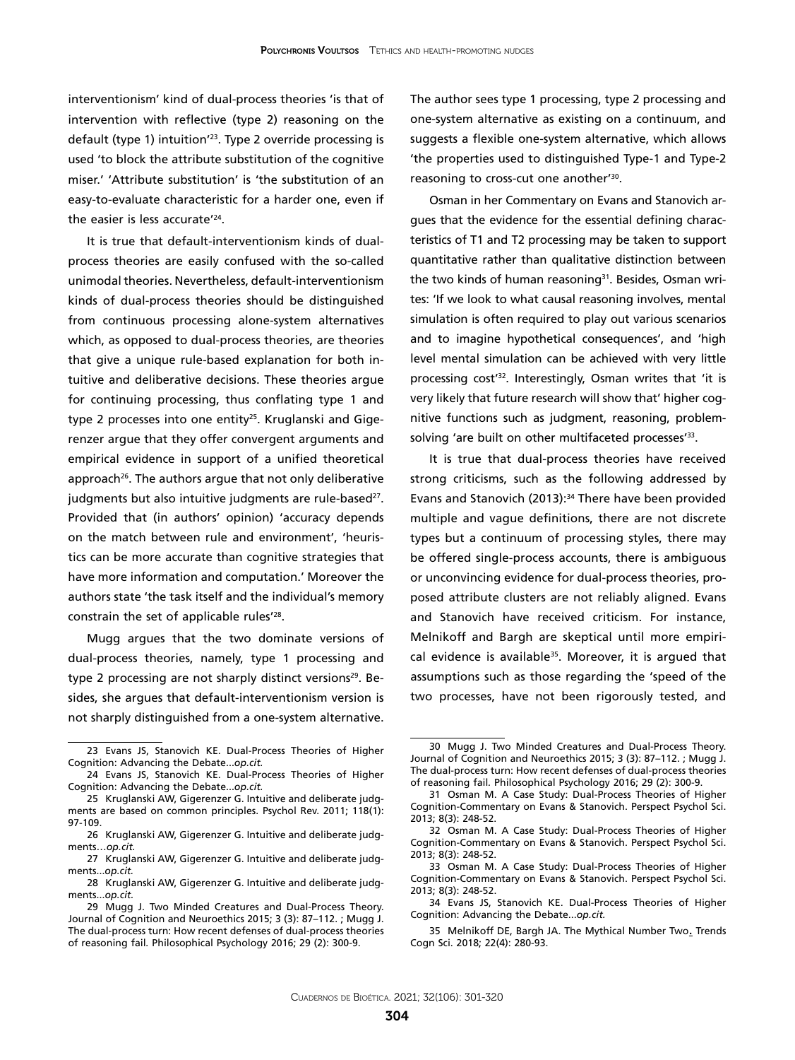interventionism' kind of dual-process theories 'is that of intervention with reflective (type 2) reasoning on the default (type 1) intuition'[23]. Type 2 override processing is used 'to block the attribute substitution of the cognitive miser.' 'Attribute substitution' is 'the substitution of an easy-to-evaluate characteristic for a harder one, even if the easier is less accurate'[24].

It is true that default-interventionism kinds of dual-process theories are easily confused with the so-called unimodal theories. Nevertheless, default-interventionism kinds of dual-process theories should be distinguished from continuous processing alone-system alternatives which, as opposed to dual-process theories, are theories that give a unique rule-based explanation for both intuitive and deliberative decisions. These theories argue for continuing processing, thus conflating type 1 and type 2 processes into one entity[25]. Kruglanski and Gigerenzer argue that they offer convergent arguments and empirical evidence in support of a unified theoretical approach[26]. The authors argue that not only deliberative judgments but also intuitive judgments are rule-based[27]. Provided that (in authors' opinion) 'accuracy depends on the match between rule and environment', 'heuristics can be more accurate than cognitive strategies that have more information and computation.' Moreover the authors state 'the task itself and the individual's memory constrain the set of applicable rules'[28].

Mugg argues that the two dominate versions of dual-process theories, namely, type 1 processing and type 2 processing are not sharply distinct versions[29]. Besides, she argues that default-interventionism version is not sharply distinguished from a one-system alternative. The author sees type 1 processing, type 2 processing and one-system alternative as existing on a continuum, and suggests a flexible one-system alternative, which allows 'the properties used to distinguished Type-1 and Type-2 reasoning to cross-cut one another'[30].

Osman in her Commentary on Evans and Stanovich argues that the evidence for the essential defining characteristics of T1 and T2 processing may be taken to support quantitative rather than qualitative distinction between the two kinds of human reasoning[31]. Besides, Osman writes: 'If we look to what causal reasoning involves, mental simulation is often required to play out various scenarios and to imagine hypothetical consequences', and 'high level mental simulation can be achieved with very little processing cost'[32]. Interestingly, Osman writes that 'it is very likely that future research will show that' higher cognitive functions such as judgment, reasoning, problem-solving 'are built on other multifaceted processes'[33].

It is true that dual-process theories have received strong criticisms, such as the following addressed by Evans and Stanovich (2013):[34] There have been provided multiple and vague definitions, there are not discrete types but a continuum of processing styles, there may be offered single-process accounts, there is ambiguous or unconvincing evidence for dual-process theories, proposed attribute clusters are not reliably aligned. Evans and Stanovich have received criticism. For instance, Melnikoff and Bargh are skeptical until more empirical evidence is available[35]. Moreover, it is argued that assumptions such as those regarding the 'speed of the two processes, have not been rigorously tested, and

---

23 Evans JS, Stanovich KE. Dual-Process Theories of Higher Cognition: Advancing the Debate...*op.cit.*

24 Evans JS, Stanovich KE. Dual-Process Theories of Higher Cognition: Advancing the Debate...*op.cit.*

25 Kruglanski AW, Gigerenzer G. Intuitive and deliberate judgments are based on common principles. Psychol Rev. 2011; 118(1): 97-109.

26 Kruglanski AW, Gigerenzer G. Intuitive and deliberate judgments…*op.cit.*

27 Kruglanski AW, Gigerenzer G. Intuitive and deliberate judgments...*op.cit.*

28 Kruglanski AW, Gigerenzer G. Intuitive and deliberate judgments...*op.cit.*

29 Mugg J. Two Minded Creatures and Dual-Process Theory. Journal of Cognition and Neuroethics 2015; 3 (3): 87–112. ; Mugg J. The dual-process turn: How recent defenses of dual-process theories of reasoning fail. Philosophical Psychology 2016; 29 (2): 300-9.

30 Mugg J. Two Minded Creatures and Dual-Process Theory. Journal of Cognition and Neuroethics 2015; 3 (3): 87–112. ; Mugg J. The dual-process turn: How recent defenses of dual-process theories of reasoning fail. Philosophical Psychology 2016; 29 (2): 300-9.

31 Osman M. A Case Study: Dual-Process Theories of Higher Cognition-Commentary on Evans & Stanovich. Perspect Psychol Sci. 2013; 8(3): 248-52.

32 Osman M. A Case Study: Dual-Process Theories of Higher Cognition-Commentary on Evans & Stanovich. Perspect Psychol Sci. 2013; 8(3): 248-52.

33 Osman M. A Case Study: Dual-Process Theories of Higher Cognition-Commentary on Evans & Stanovich. Perspect Psychol Sci. 2013; 8(3): 248-52.

34 Evans JS, Stanovich KE. Dual-Process Theories of Higher Cognition: Advancing the Debate...*op.cit.*

35 Melnikoff DE, Bargh JA. The Mythical Number Two. Trends Cogn Sci. 2018; 22(4): 280-93.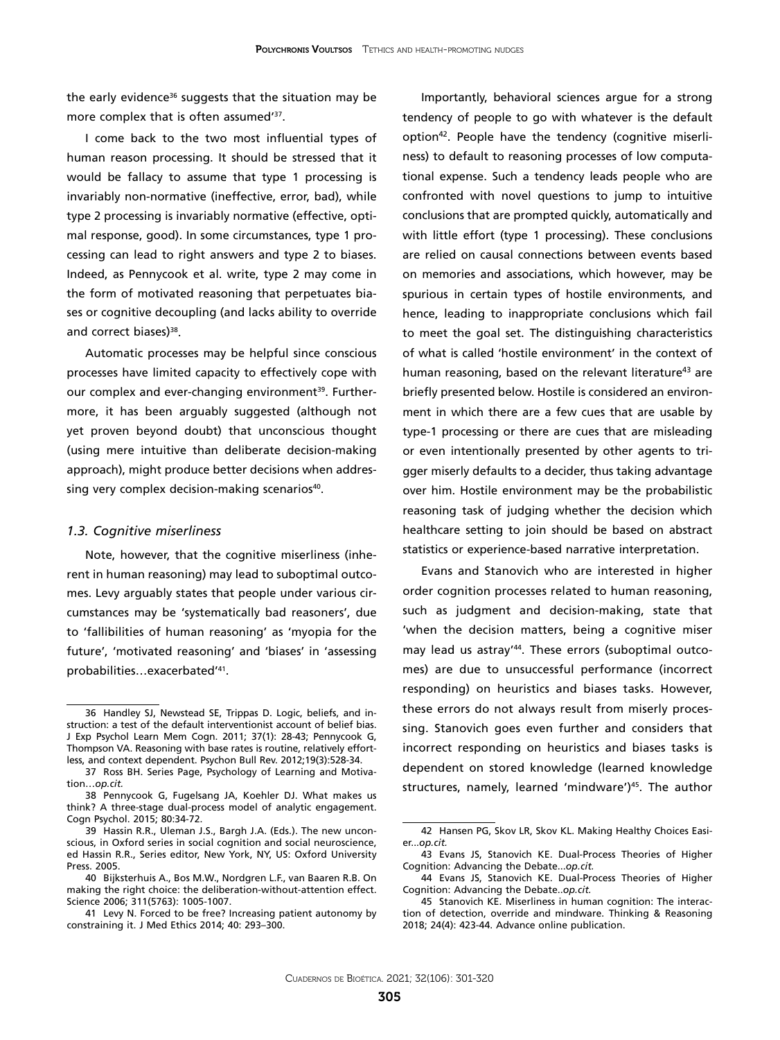the early evidence[36] suggests that the situation may be more complex that is often assumed'[37].

I come back to the two most influential types of human reason processing. It should be stressed that it would be fallacy to assume that type 1 processing is invariably non-normative (ineffective, error, bad), while type 2 processing is invariably normative (effective, optimal response, good). In some circumstances, type 1 processing can lead to right answers and type 2 to biases. Indeed, as Pennycook et al. write, type 2 may come in the form of motivated reasoning that perpetuates biases or cognitive decoupling (and lacks ability to override and correct biases)[38].

Automatic processes may be helpful since conscious processes have limited capacity to effectively cope with our complex and ever-changing environment[39]. Furthermore, it has been arguably suggested (although not yet proven beyond doubt) that unconscious thought (using mere intuitive than deliberate decision-making approach), might produce better decisions when addressing very complex decision-making scenarios[40].

### *1.3. Cognitive miserliness*

Note, however, that the cognitive miserliness (inherent in human reasoning) may lead to suboptimal outcomes. Levy arguably states that people under various circumstances may be 'systematically bad reasoners', due to 'fallibilities of human reasoning' as 'myopia for the future', 'motivated reasoning' and 'biases' in 'assessing probabilities…exacerbated'[41].

Importantly, behavioral sciences argue for a strong tendency of people to go with whatever is the default option[42]. People have the tendency (cognitive miserliness) to default to reasoning processes of low computational expense. Such a tendency leads people who are confronted with novel questions to jump to intuitive conclusions that are prompted quickly, automatically and with little effort (type 1 processing). These conclusions are relied on causal connections between events based on memories and associations, which however, may be spurious in certain types of hostile environments, and hence, leading to inappropriate conclusions which fail to meet the goal set. The distinguishing characteristics of what is called 'hostile environment' in the context of human reasoning, based on the relevant literature[43] are briefly presented below. Hostile is considered an environment in which there are a few cues that are usable by type-1 processing or there are cues that are misleading or even intentionally presented by other agents to trigger miserly defaults to a decider, thus taking advantage over him. Hostile environment may be the probabilistic reasoning task of judging whether the decision which healthcare setting to join should be based on abstract statistics or experience-based narrative interpretation.

Evans and Stanovich who are interested in higher order cognition processes related to human reasoning, such as judgment and decision-making, state that 'when the decision matters, being a cognitive miser may lead us astray'[44]. These errors (suboptimal outcomes) are due to unsuccessful performance (incorrect responding) on heuristics and biases tasks. However, these errors do not always result from miserly processing. Stanovich goes even further and considers that incorrect responding on heuristics and biases tasks is dependent on stored knowledge (learned knowledge structures, namely, learned 'mindware')[45]. The author

---

36 Handley SJ, Newstead SE, Trippas D. Logic, beliefs, and instruction: a test of the default interventionist account of belief bias. J Exp Psychol Learn Mem Cogn. 2011; 37(1): 28-43; Pennycook G, Thompson VA. Reasoning with base rates is routine, relatively effortless, and context dependent. Psychon Bull Rev. 2012;19(3):528-34.

37 Ross BH. Series Page, Psychology of Learning and Motivation…*op.cit.*

38 Pennycook G, Fugelsang JA, Koehler DJ. What makes us think? A three-stage dual-process model of analytic engagement. Cogn Psychol. 2015; 80:34-72.

39 Hassin R.R., Uleman J.S., Bargh J.A. (Eds.). The new unconscious, in Oxford series in social cognition and social neuroscience, ed Hassin R.R., Series editor, New York, NY, US: Oxford University Press. 2005.

40 Bijksterhuis A., Bos M.W., Nordgren L.F., van Baaren R.B. On making the right choice: the deliberation-without-attention effect. Science 2006; 311(5763): 1005-1007.

41 Levy N. Forced to be free? Increasing patient autonomy by constraining it. J Med Ethics 2014; 40: 293–300.

42 Hansen PG, Skov LR, Skov KL. Making Healthy Choices Easier...*op.cit.*

43 Evans JS, Stanovich KE. Dual-Process Theories of Higher Cognition: Advancing the Debate...*op.cit.*

44 Evans JS, Stanovich KE. Dual-Process Theories of Higher Cognition: Advancing the Debate..*op.cit.*

45 Stanovich KE. Miserliness in human cognition: The interaction of detection, override and mindware. Thinking & Reasoning 2018; 24(4): 423-44. Advance online publication.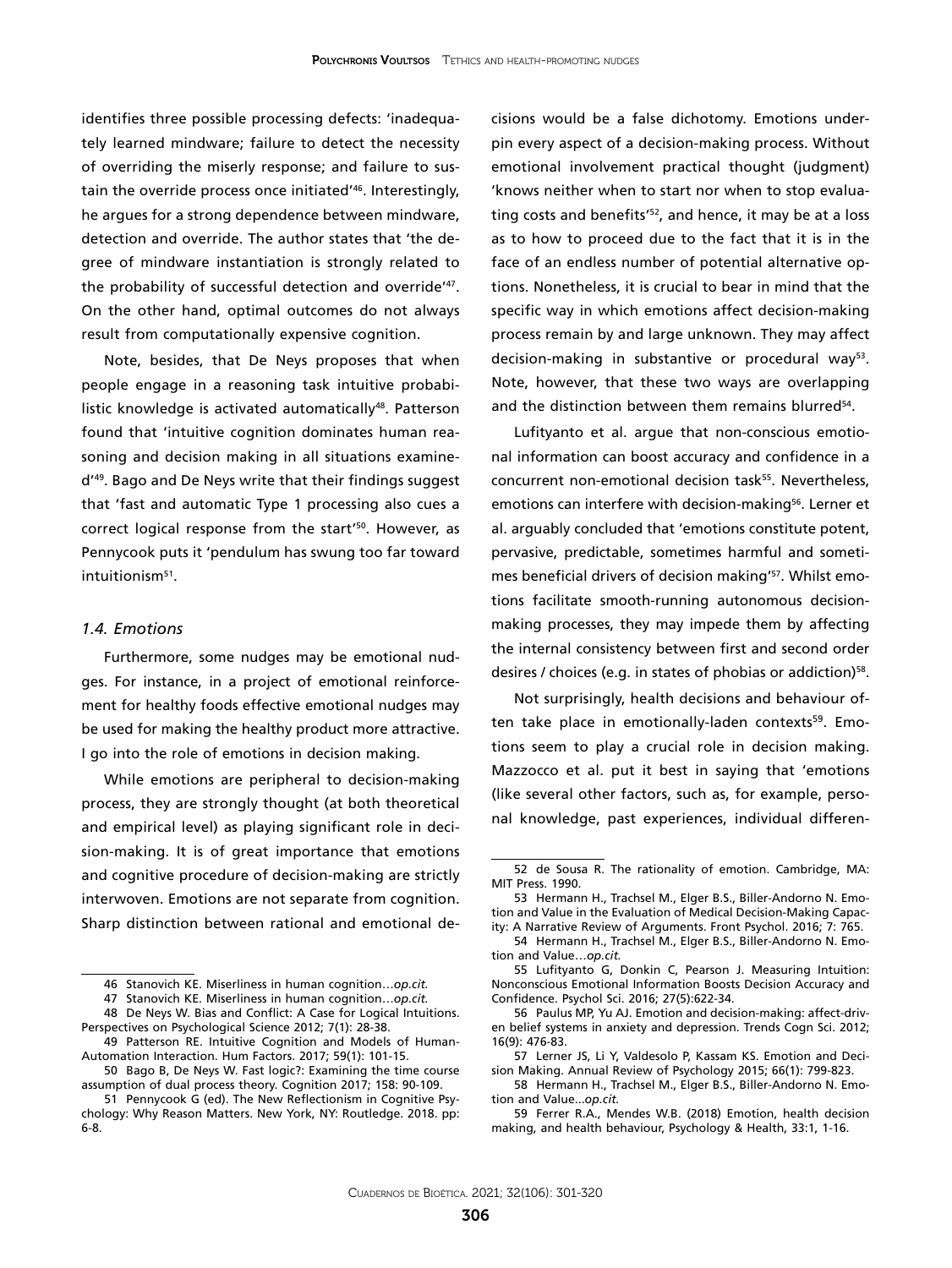identifies three possible processing defects: 'inadequately learned mindware; failure to detect the necessity of overriding the miserly response; and failure to sustain the override process once initiated'[46]. Interestingly, he argues for a strong dependence between mindware, detection and override. The author states that 'the degree of mindware instantiation is strongly related to the probability of successful detection and override'[47]. On the other hand, optimal outcomes do not always result from computationally expensive cognition.

Note, besides, that De Neys proposes that when people engage in a reasoning task intuitive probabilistic knowledge is activated automatically[48]. Patterson found that 'intuitive cognition dominates human reasoning and decision making in all situations examined'[49]. Bago and De Neys write that their findings suggest that 'fast and automatic Type 1 processing also cues a correct logical response from the start'[50]. However, as Pennycook puts it 'pendulum has swung too far toward intuitionism[51].

### *1.4. Emotions*

Furthermore, some nudges may be emotional nudges. For instance, in a project of emotional reinforcement for healthy foods effective emotional nudges may be used for making the healthy product more attractive. I go into the role of emotions in decision making.

While emotions are peripheral to decision-making process, they are strongly thought (at both theoretical and empirical level) as playing significant role in decision-making. It is of great importance that emotions and cognitive procedure of decision-making are strictly interwoven. Emotions are not separate from cognition. Sharp distinction between rational and emotional decisions would be a false dichotomy. Emotions underpin every aspect of a decision-making process. Without emotional involvement practical thought (judgment) 'knows neither when to start nor when to stop evaluating costs and benefits'[52], and hence, it may be at a loss as to how to proceed due to the fact that it is in the face of an endless number of potential alternative options. Nonetheless, it is crucial to bear in mind that the specific way in which emotions affect decision-making process remain by and large unknown. They may affect decision-making in substantive or procedural way[53]. Note, however, that these two ways are overlapping and the distinction between them remains blurred[54].

Lufityanto et al. argue that non-conscious emotional information can boost accuracy and confidence in a concurrent non-emotional decision task[55]. Nevertheless, emotions can interfere with decision-making[56]. Lerner et al. arguably concluded that 'emotions constitute potent, pervasive, predictable, sometimes harmful and sometimes beneficial drivers of decision making'[57]. Whilst emotions facilitate smooth-running autonomous decision-making processes, they may impede them by affecting the internal consistency between first and second order desires / choices (e.g. in states of phobias or addiction)[58].

Not surprisingly, health decisions and behaviour often take place in emotionally-laden contexts[59]. Emotions seem to play a crucial role in decision making. Mazzocco et al. put it best in saying that 'emotions (like several other factors, such as, for example, personal knowledge, past experiences, individual differen-

---

46 Stanovich KE. Miserliness in human cognition…*op.cit.*

47 Stanovich KE. Miserliness in human cognition…*op.cit.*

48 De Neys W. Bias and Conflict: A Case for Logical Intuitions. Perspectives on Psychological Science 2012; 7(1): 28-38.

49 Patterson RE. Intuitive Cognition and Models of Human-Automation Interaction. Hum Factors. 2017; 59(1): 101-15.

50 Bago B, De Neys W. Fast logic?: Examining the time course assumption of dual process theory. Cognition 2017; 158: 90-109.

51 Pennycook G (ed). The New Reflectionism in Cognitive Psychology: Why Reason Matters. New York, NY: Routledge. 2018. pp: 6-8.

52 de Sousa R. The rationality of emotion. Cambridge, MA: MIT Press. 1990.

53 Hermann H., Trachsel M., Elger B.S., Biller-Andorno N. Emotion and Value in the Evaluation of Medical Decision-Making Capacity: A Narrative Review of Arguments. Front Psychol. 2016; 7: 765.

54 Hermann H., Trachsel M., Elger B.S., Biller-Andorno N. Emotion and Value…*op.cit.*

55 Lufityanto G, Donkin C, Pearson J. Measuring Intuition: Nonconscious Emotional Information Boosts Decision Accuracy and Confidence. Psychol Sci. 2016; 27(5):622-34.

56 Paulus MP, Yu AJ. Emotion and decision-making: affect-driven belief systems in anxiety and depression. Trends Cogn Sci. 2012; 16(9): 476-83.

57 Lerner JS, Li Y, Valdesolo P, Kassam KS. Emotion and Decision Making. Annual Review of Psychology 2015; 66(1): 799-823.

58 Hermann H., Trachsel M., Elger B.S., Biller-Andorno N. Emotion and Value...*op.cit.*

59 Ferrer R.A., Mendes W.B. (2018) Emotion, health decision making, and health behaviour, Psychology & Health, 33:1, 1-16.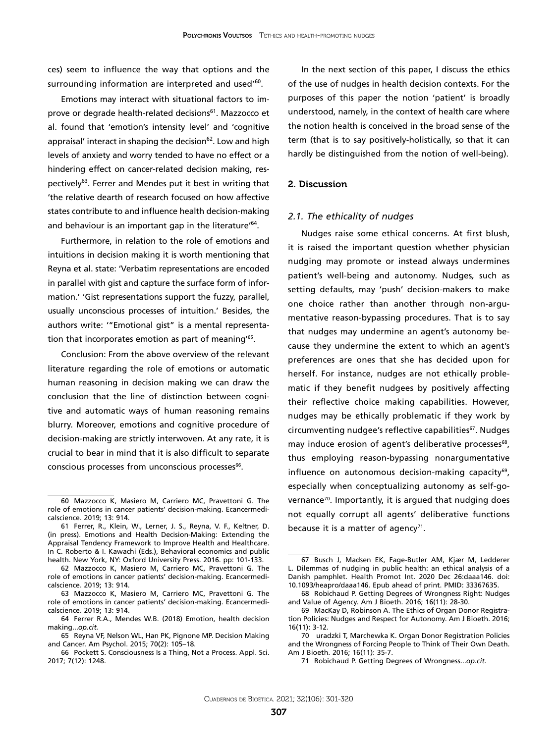ces) seem to influence the way that options and the surrounding information are interpreted and used'[60].

Emotions may interact with situational factors to improve or degrade health-related decisions[61]. Mazzocco et al. found that 'emotion's intensity level' and 'cognitive appraisal' interact in shaping the decision[62]. Low and high levels of anxiety and worry tended to have no effect or a hindering effect on cancer-related decision making, respectively[63]. Ferrer and Mendes put it best in writing that 'the relative dearth of research focused on how affective states contribute to and influence health decision-making and behaviour is an important gap in the literature'[64].

Furthermore, in relation to the role of emotions and intuitions in decision making it is worth mentioning that Reyna et al. state: 'Verbatim representations are encoded in parallel with gist and capture the surface form of information.' 'Gist representations support the fuzzy, parallel, usually unconscious processes of intuition.' Besides, the authors write: '"Emotional gist" is a mental representation that incorporates emotion as part of meaning'[65].

Conclusion: From the above overview of the relevant literature regarding the role of emotions or automatic human reasoning in decision making we can draw the conclusion that the line of distinction between cognitive and automatic ways of human reasoning remains blurry. Moreover, emotions and cognitive procedure of decision-making are strictly interwoven. At any rate, it is crucial to bear in mind that it is also difficult to separate conscious processes from unconscious processes[66].

In the next section of this paper, I discuss the ethics of the use of nudges in health decision contexts. For the purposes of this paper the notion 'patient' is broadly understood, namely, in the context of health care where the notion health is conceived in the broad sense of the term (that is to say positively-holistically, so that it can hardly be distinguished from the notion of well-being).

## 2. Discussion

### *2.1. The ethicality of nudges*

Nudges raise some ethical concerns. At first blush, it is raised the important question whether physician nudging may promote or instead always undermines patient's well-being and autonomy. Nudges*,* such as setting defaults, may 'push' decision-makers to make one choice rather than another through non-argumentative reason-bypassing procedures. That is to say that nudges may undermine an agent's autonomy because they undermine the extent to which an agent's preferences are ones that she has decided upon for herself. For instance, nudges are not ethically problematic if they benefit nudgees by positively affecting their reflective choice making capabilities. However, nudges may be ethically problematic if they work by circumventing nudgee's reflective capabilities[67]. Nudges may induce erosion of agent's deliberative processes[68], thus employing reason-bypassing nonargumentative influence on autonomous decision-making capacity[69], especially when conceptualizing autonomy as self-governance[70]. Importantly, it is argued that nudging does not equally corrupt all agents' deliberative functions because it is a matter of agency[71].

---

60 Mazzocco K, Masiero M, Carriero MC, Pravettoni G. The role of emotions in cancer patients' decision-making. Ecancermedicalscience. 2019; 13: 914.

61 Ferrer, R., Klein, W., Lerner, J. S., Reyna, V. F., Keltner, D. (in press). Emotions and Health Decision-Making: Extending the Appraisal Tendency Framework to Improve Health and Healthcare. In C. Roberto & I. Kawachi (Eds.), Behavioral economics and public health. New York, NY: Oxford University Press. 2016. pp: 101-133.

62 Mazzocco K, Masiero M, Carriero MC, Pravettoni G. The role of emotions in cancer patients' decision-making. Ecancermedicalscience. 2019; 13: 914.

63 Mazzocco K, Masiero M, Carriero MC, Pravettoni G. The role of emotions in cancer patients' decision-making. Ecancermedicalscience. 2019; 13: 914.

64 Ferrer R.A., Mendes W.B. (2018) Emotion, health decision making...*op.cit.*

65 Reyna VF, Nelson WL, Han PK, Pignone MP. Decision Making and Cancer. Am Psychol. 2015; 70(2): 105–18.

66 Pockett S. Consciousness Is a Thing, Not a Process. Appl. Sci. 2017; 7(12): 1248.

67 Busch J, Madsen EK, Fage-Butler AM, Kjær M, Ledderer L. Dilemmas of nudging in public health: an ethical analysis of a Danish pamphlet. Health Promot Int. 2020 Dec 26:daaa146. doi: 10.1093/heapro/daaa146. Epub ahead of print. PMID: 33367635.

68 Robichaud P. Getting Degrees of Wrongness Right: Nudges and Value of Agency. Am J Bioeth. 2016; 16(11): 28-30.

69 MacKay D, Robinson A. The Ethics of Organ Donor Registration Policies: Nudges and Respect for Autonomy. Am J Bioeth. 2016; 16(11): 3-12.

70 uradzki T, Marchewka K. Organ Donor Registration Policies and the Wrongness of Forcing People to Think of Their Own Death. Am J Bioeth. 2016; 16(11): 35-7.

71 Robichaud P. Getting Degrees of Wrongness...*op.cit.*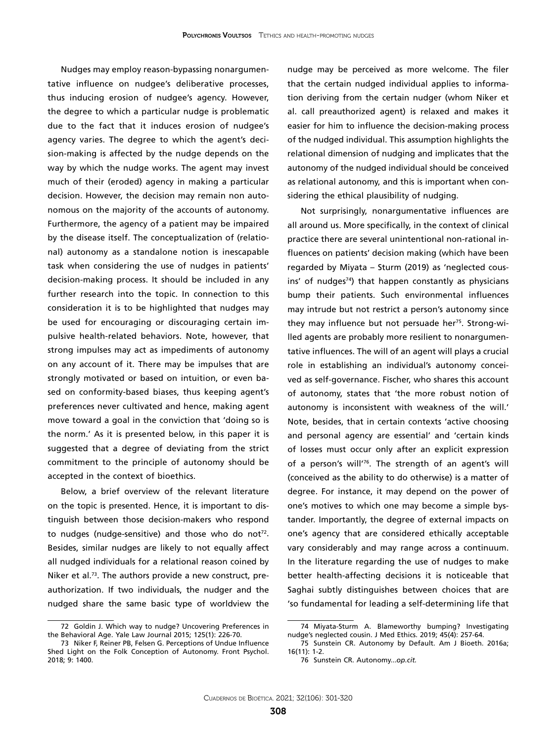Nudges may employ reason-bypassing nonargumentative influence on nudgee's deliberative processes, thus inducing erosion of nudgee's agency. However, the degree to which a particular nudge is problematic due to the fact that it induces erosion of nudgee's agency varies. The degree to which the agent's decision-making is affected by the nudge depends on the way by which the nudge works. The agent may invest much of their (eroded) agency in making a particular decision. However, the decision may remain non autonomous on the majority of the accounts of autonomy. Furthermore, the agency of a patient may be impaired by the disease itself. The conceptualization of (relational) autonomy as a standalone notion is inescapable task when considering the use of nudges in patients' decision-making process. It should be included in any further research into the topic. In connection to this consideration it is to be highlighted that nudges may be used for encouraging or discouraging certain impulsive health-related behaviors. Note, however, that strong impulses may act as impediments of autonomy on any account of it. There may be impulses that are strongly motivated or based on intuition, or even based on conformity-based biases, thus keeping agent's preferences never cultivated and hence, making agent move toward a goal in the conviction that 'doing so is the norm.' As it is presented below, in this paper it is suggested that a degree of deviating from the strict commitment to the principle of autonomy should be accepted in the context of bioethics.

Below, a brief overview of the relevant literature on the topic is presented. Hence, it is important to distinguish between those decision-makers who respond to nudges (nudge-sensitive) and those who do not[72]. Besides, similar nudges are likely to not equally affect all nudged individuals for a relational reason coined by Niker et al.[73]. The authors provide a new construct, preauthorization. If two individuals, the nudger and the nudged share the same basic type of worldview the nudge may be perceived as more welcome. The filer that the certain nudged individual applies to information deriving from the certain nudger (whom Niker et al. call preauthorized agent) is relaxed and makes it easier for him to influence the decision-making process of the nudged individual. This assumption highlights the relational dimension of nudging and implicates that the autonomy of the nudged individual should be conceived as relational autonomy, and this is important when considering the ethical plausibility of nudging.

Not surprisingly, nonargumentative influences are all around us. More specifically, in the context of clinical practice there are several unintentional non-rational influences on patients' decision making (which have been regarded by Miyata – Sturm (2019) as 'neglected cousins' of nudges[74]) that happen constantly as physicians bump their patients. Such environmental influences may intrude but not restrict a person's autonomy since they may influence but not persuade her[75]. Strong-willed agents are probably more resilient to nonargumentative influences. The will of an agent will plays a crucial role in establishing an individual's autonomy conceived as self-governance. Fischer, who shares this account of autonomy, states that 'the more robust notion of autonomy is inconsistent with weakness of the will.' Note, besides, that in certain contexts 'active choosing and personal agency are essential' and 'certain kinds of losses must occur only after an explicit expression of a person's will'[76]. The strength of an agent's will (conceived as the ability to do otherwise) is a matter of degree. For instance, it may depend on the power of one's motives to which one may become a simple bystander. Importantly, the degree of external impacts on one's agency that are considered ethically acceptable vary considerably and may range across a continuum. In the literature regarding the use of nudges to make better health-affecting decisions it is noticeable that Saghai subtly distinguishes between choices that are 'so fundamental for leading a self-determining life that

---

72 Goldin J. Which way to nudge? Uncovering Preferences in the Behavioral Age. Yale Law Journal 2015; 125(1): 226-70.

73 Niker F, Reiner PB, Felsen G. Perceptions of Undue Influence Shed Light on the Folk Conception of Autonomy. Front Psychol. 2018; 9: 1400.

74 Miyata-Sturm A. Blameworthy bumping? Investigating nudge's neglected cousin. J Med Ethics. 2019; 45(4): 257-64.

75 Sunstein CR. Autonomy by Default. Am J Bioeth. 2016a; 16(11): 1-2.

76 Sunstein CR. Autonomy...*op.cit.*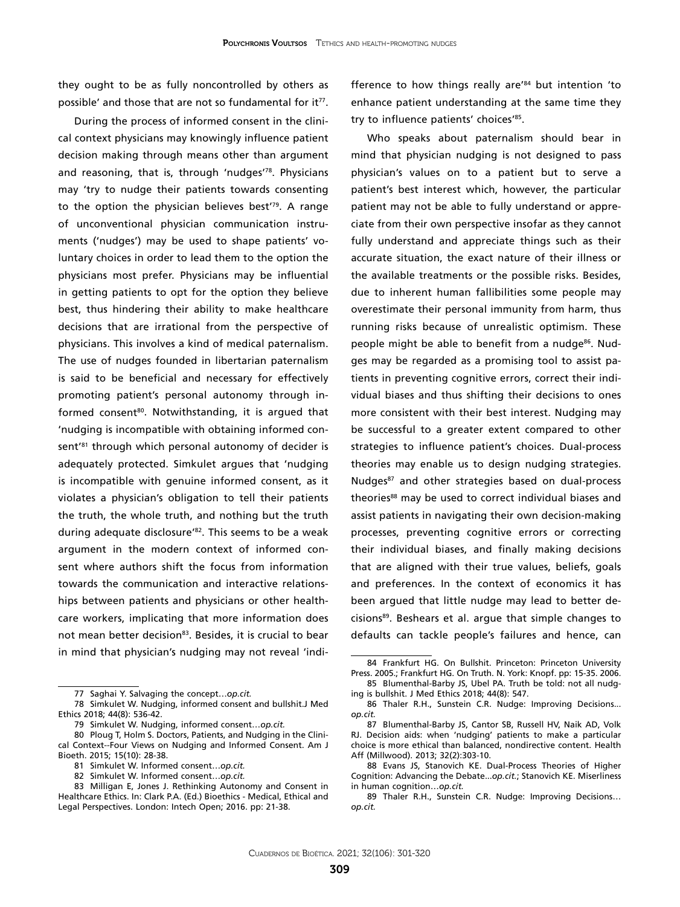they ought to be as fully noncontrolled by others as possible' and those that are not so fundamental for it[77].

During the process of informed consent in the clinical context physicians may knowingly influence patient decision making through means other than argument and reasoning, that is, through 'nudges'[78]. Physicians may 'try to nudge their patients towards consenting to the option the physician believes best'[79]. A range of unconventional physician communication instruments ('nudges') may be used to shape patients' voluntary choices in order to lead them to the option the physicians most prefer. Physicians may be influential in getting patients to opt for the option they believe best, thus hindering their ability to make healthcare decisions that are irrational from the perspective of physicians. This involves a kind of medical paternalism. The use of nudges founded in libertarian paternalism is said to be beneficial and necessary for effectively promoting patient's personal autonomy through informed consent[80]. Notwithstanding, it is argued that 'nudging is incompatible with obtaining informed consent'[81] through which personal autonomy of decider is adequately protected. Simkulet argues that 'nudging is incompatible with genuine informed consent, as it violates a physician's obligation to tell their patients the truth, the whole truth, and nothing but the truth during adequate disclosure'[82]. This seems to be a weak argument in the modern context of informed consent where authors shift the focus from information towards the communication and interactive relationships between patients and physicians or other healthcare workers, implicating that more information does not mean better decision[83]. Besides, it is crucial to bear in mind that physician's nudging may not reveal 'indifference to how things really are'[84] but intention 'to enhance patient understanding at the same time they try to influence patients' choices'[85].

Who speaks about paternalism should bear in mind that physician nudging is not designed to pass physician's values on to a patient but to serve a patient's best interest which, however, the particular patient may not be able to fully understand or appreciate from their own perspective insofar as they cannot fully understand and appreciate things such as their accurate situation, the exact nature of their illness or the available treatments or the possible risks. Besides, due to inherent human fallibilities some people may overestimate their personal immunity from harm, thus running risks because of unrealistic optimism. These people might be able to benefit from a nudge[86]. Nudges may be regarded as a promising tool to assist patients in preventing cognitive errors, correct their individual biases and thus shifting their decisions to ones more consistent with their best interest. Nudging may be successful to a greater extent compared to other strategies to influence patient's choices. Dual-process theories may enable us to design nudging strategies. Nudges[87] and other strategies based on dual-process theories[88] may be used to correct individual biases and assist patients in navigating their own decision-making processes, preventing cognitive errors or correcting their individual biases, and finally making decisions that are aligned with their true values, beliefs, goals and preferences. In the context of economics it has been argued that little nudge may lead to better decisions[89]. Beshears et al. argue that simple changes to defaults can tackle people's failures and hence, can

---

77 Saghai Y. Salvaging the concept…*op.cit.*

78 Simkulet W. Nudging, informed consent and bullshit.J Med Ethics 2018; 44(8): 536-42.

79 Simkulet W. Nudging, informed consent…*op.cit.*

80 Ploug T, Holm S. Doctors, Patients, and Nudging in the Clinical Context--Four Views on Nudging and Informed Consent. Am J Bioeth. 2015; 15(10): 28-38.

81 Simkulet W. Informed consent…*op.cit.*

82 Simkulet W. Informed consent…*op.cit.*

83 Milligan E, Jones J. Rethinking Autonomy and Consent in Healthcare Ethics. In: Clark P.A. (Ed.) Bioethics - Medical, Ethical and Legal Perspectives. London: Intech Open; 2016. pp: 21-38.

84 Frankfurt HG. On Bullshit. Princeton: Princeton University Press. 2005.; Frankfurt HG. On Truth. N. York: Knopf. pp: 15-35. 2006.

85 Blumenthal-Barby JS, Ubel PA. Truth be told: not all nudging is bullshit. J Med Ethics 2018; 44(8): 547.

86 Thaler R.H., Sunstein C.R. Nudge: Improving Decisions... *op.cit.*

87 Blumenthal-Barby JS, Cantor SB, Russell HV, Naik AD, Volk RJ. Decision aids: when 'nudging' patients to make a particular choice is more ethical than balanced, nondirective content. Health Aff (Millwood). 2013; 32(2):303-10.

88 Evans JS, Stanovich KE. Dual-Process Theories of Higher Cognition: Advancing the Debate...*op.cit.*; Stanovich KE. Miserliness in human cognition…*op.cit.*

89 Thaler R.H., Sunstein C.R. Nudge: Improving Decisions… *op.cit.*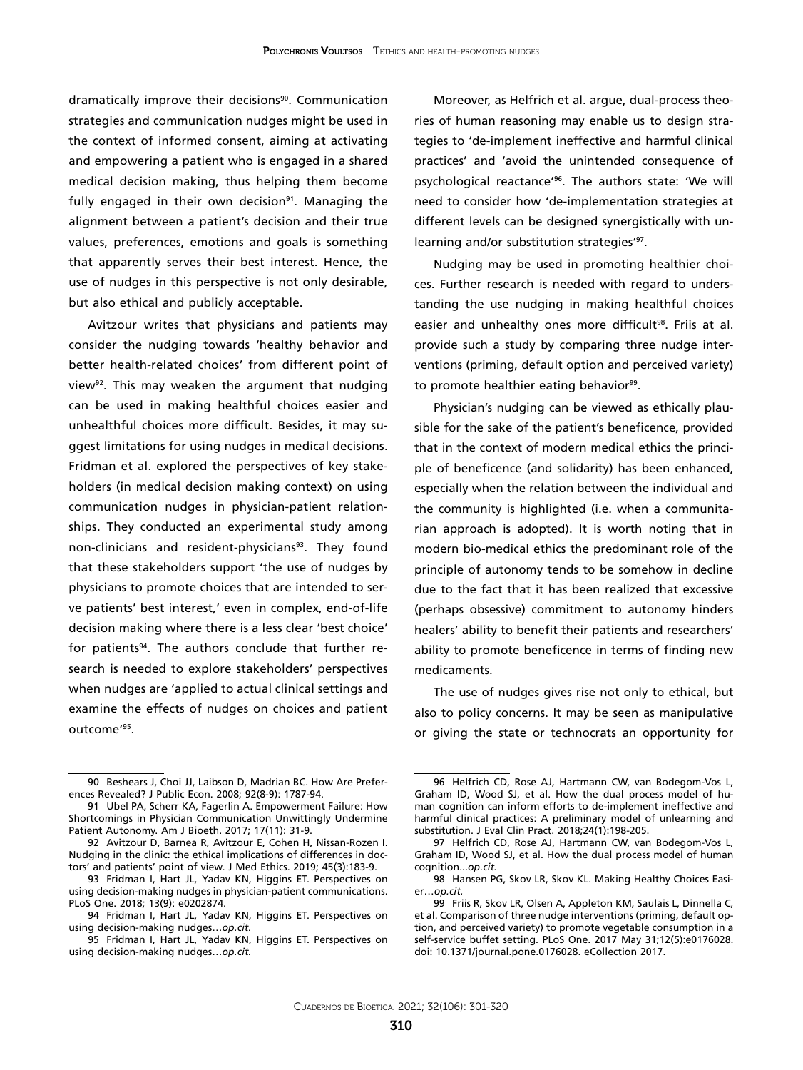dramatically improve their decisions[90]. Communication strategies and communication nudges might be used in the context of informed consent, aiming at activating and empowering a patient who is engaged in a shared medical decision making, thus helping them become fully engaged in their own decision[91]. Managing the alignment between a patient's decision and their true values, preferences, emotions and goals is something that apparently serves their best interest. Hence, the use of nudges in this perspective is not only desirable, but also ethical and publicly acceptable.

Avitzour writes that physicians and patients may consider the nudging towards 'healthy behavior and better health-related choices' from different point of view[92]. This may weaken the argument that nudging can be used in making healthful choices easier and unhealthful choices more difficult. Besides, it may suggest limitations for using nudges in medical decisions. Fridman et al. explored the perspectives of key stakeholders (in medical decision making context) on using communication nudges in physician-patient relationships. They conducted an experimental study among non-clinicians and resident-physicians[93]. They found that these stakeholders support 'the use of nudges by physicians to promote choices that are intended to serve patients' best interest,' even in complex, end-of-life decision making where there is a less clear 'best choice' for patients[94]. The authors conclude that further research is needed to explore stakeholders' perspectives when nudges are 'applied to actual clinical settings and examine the effects of nudges on choices and patient outcome'[95].

Moreover, as Helfrich et al. argue, dual-process theories of human reasoning may enable us to design strategies to 'de-implement ineffective and harmful clinical practices' and 'avoid the unintended consequence of psychological reactance'[96]. The authors state: 'We will need to consider how 'de-implementation strategies at different levels can be designed synergistically with unlearning and/or substitution strategies'[97].

Nudging may be used in promoting healthier choices. Further research is needed with regard to understanding the use nudging in making healthful choices easier and unhealthy ones more difficult[98]. Friis at al. provide such a study by comparing three nudge interventions (priming, default option and perceived variety) to promote healthier eating behavior[99].

Physician's nudging can be viewed as ethically plausible for the sake of the patient's beneficence, provided that in the context of modern medical ethics the principle of beneficence (and solidarity) has been enhanced, especially when the relation between the individual and the community is highlighted (i.e. when a communitarian approach is adopted). It is worth noting that in modern bio-medical ethics the predominant role of the principle of autonomy tends to be somehow in decline due to the fact that it has been realized that excessive (perhaps obsessive) commitment to autonomy hinders healers' ability to benefit their patients and researchers' ability to promote beneficence in terms of finding new medicaments.

The use of nudges gives rise not only to ethical, but also to policy concerns. It may be seen as manipulative or giving the state or technocrats an opportunity for

---

90 Beshears J, Choi JJ, Laibson D, Madrian BC. How Are Preferences Revealed? J Public Econ. 2008; 92(8-9): 1787-94.

91 Ubel PA, Scherr KA, Fagerlin A. Empowerment Failure: How Shortcomings in Physician Communication Unwittingly Undermine Patient Autonomy. Am J Bioeth. 2017; 17(11): 31-9.

92 Avitzour D, Barnea R, Avitzour E, Cohen H, Nissan-Rozen I. Nudging in the clinic: the ethical implications of differences in doctors' and patients' point of view. J Med Ethics. 2019; 45(3):183-9.

93 Fridman I, Hart JL, Yadav KN, Higgins ET. Perspectives on using decision-making nudges in physician-patient communications. PLoS One. 2018; 13(9): e0202874.

94 Fridman I, Hart JL, Yadav KN, Higgins ET. Perspectives on using decision-making nudges…*op.cit.*

95 Fridman I, Hart JL, Yadav KN, Higgins ET. Perspectives on using decision-making nudges…*op.cit.*

96 Helfrich CD, Rose AJ, Hartmann CW, van Bodegom-Vos L, Graham ID, Wood SJ, et al. How the dual process model of human cognition can inform efforts to de-implement ineffective and harmful clinical practices: A preliminary model of unlearning and substitution. J Eval Clin Pract. 2018;24(1):198-205.

97 Helfrich CD, Rose AJ, Hartmann CW, van Bodegom-Vos L, Graham ID, Wood SJ, et al. How the dual process model of human cognition...*op.cit.*

98 Hansen PG, Skov LR, Skov KL. Making Healthy Choices Easier…*op.cit.*

99 Friis R, Skov LR, Olsen A, Appleton KM, Saulais L, Dinnella C, et al. Comparison of three nudge interventions (priming, default option, and perceived variety) to promote vegetable consumption in a self-service buffet setting. PLoS One. 2017 May 31;12(5):e0176028. doi: 10.1371/journal.pone.0176028. eCollection 2017.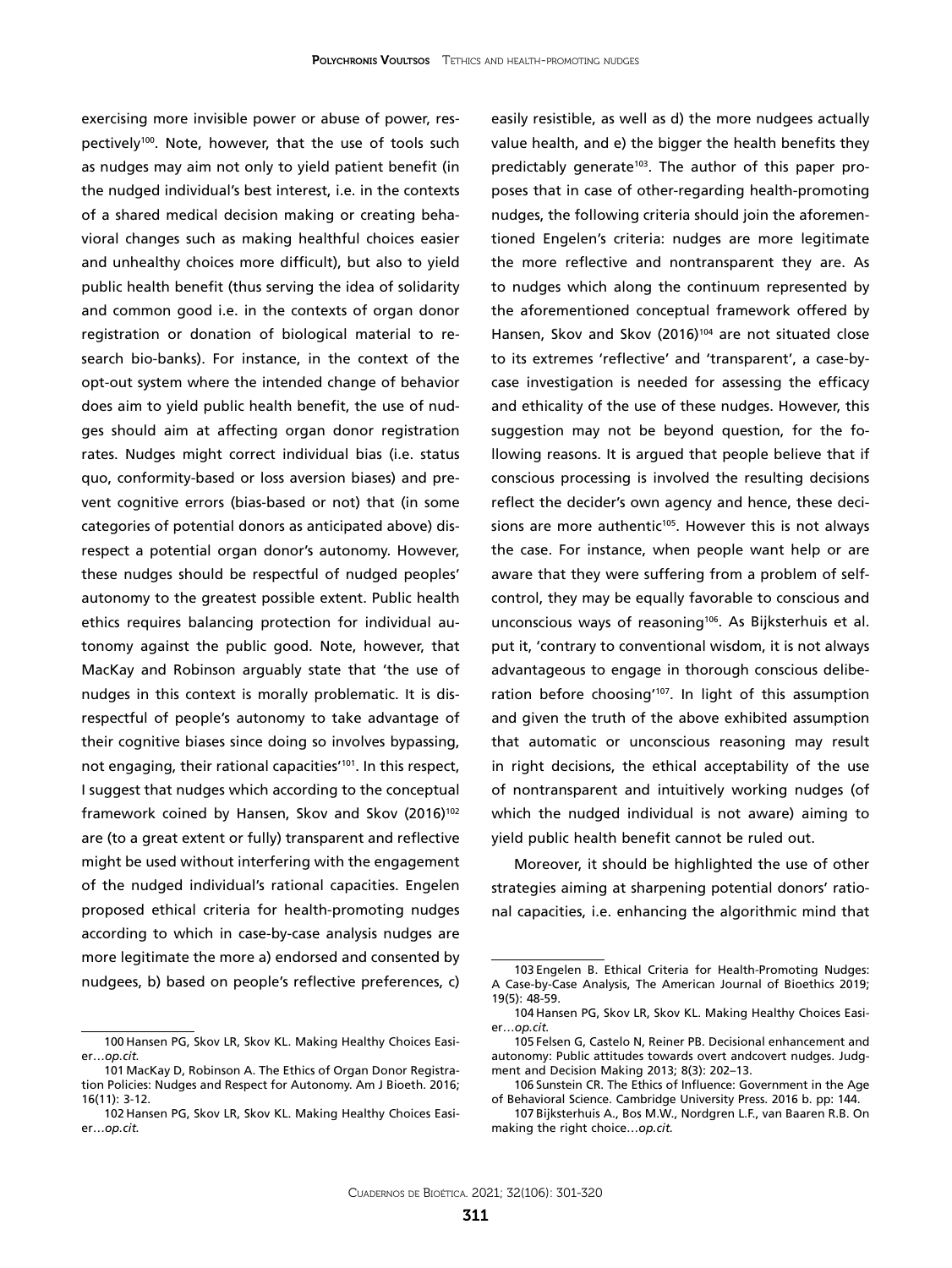exercising more invisible power or abuse of power, respectively[100]. Note, however, that the use of tools such as nudges may aim not only to yield patient benefit (in the nudged individual's best interest, i.e. in the contexts of a shared medical decision making or creating behavioral changes such as making healthful choices easier and unhealthy choices more difficult), but also to yield public health benefit (thus serving the idea of solidarity and common good i.e. in the contexts of organ donor registration or donation of biological material to research bio-banks). For instance, in the context of the opt-out system where the intended change of behavior does aim to yield public health benefit, the use of nudges should aim at affecting organ donor registration rates. Nudges might correct individual bias (i.e. status quo, conformity-based or loss aversion biases) and prevent cognitive errors (bias-based or not) that (in some categories of potential donors as anticipated above) disrespect a potential organ donor's autonomy. However, these nudges should be respectful of nudged peoples' autonomy to the greatest possible extent. Public health ethics requires balancing protection for individual autonomy against the public good. Note, however, that MacKay and Robinson arguably state that 'the use of nudges in this context is morally problematic. It is disrespectful of people's autonomy to take advantage of their cognitive biases since doing so involves bypassing, not engaging, their rational capacities'[101]. In this respect, I suggest that nudges which according to the conceptual framework coined by Hansen, Skov and Skov (2016)[102] are (to a great extent or fully) transparent and reflective might be used without interfering with the engagement of the nudged individual's rational capacities. Engelen proposed ethical criteria for health-promoting nudges according to which in case-by-case analysis nudges are more legitimate the more a) endorsed and consented by nudgees, b) based on people's reflective preferences, c) easily resistible, as well as d) the more nudgees actually value health, and e) the bigger the health benefits they predictably generate[103]. The author of this paper proposes that in case of other-regarding health-promoting nudges, the following criteria should join the aforementioned Engelen's criteria: nudges are more legitimate the more reflective and nontransparent they are. As to nudges which along the continuum represented by the aforementioned conceptual framework offered by Hansen, Skov and Skov (2016)[104] are not situated close to its extremes 'reflective' and 'transparent', a case-by-case investigation is needed for assessing the efficacy and ethicality of the use of these nudges. However, this suggestion may not be beyond question, for the following reasons. It is argued that people believe that if conscious processing is involved the resulting decisions reflect the decider's own agency and hence, these decisions are more authentic[105]. However this is not always the case. For instance, when people want help or are aware that they were suffering from a problem of self-control, they may be equally favorable to conscious and unconscious ways of reasoning[106]. As Bijksterhuis et al. put it, 'contrary to conventional wisdom, it is not always advantageous to engage in thorough conscious deliberation before choosing'[107]. In light of this assumption and given the truth of the above exhibited assumption that automatic or unconscious reasoning may result in right decisions, the ethical acceptability of the use of nontransparent and intuitively working nudges (of which the nudged individual is not aware) aiming to yield public health benefit cannot be ruled out.

Moreover, it should be highlighted the use of other strategies aiming at sharpening potential donors' rational capacities, i.e. enhancing the algorithmic mind that

---

100 Hansen PG, Skov LR, Skov KL. Making Healthy Choices Easier…*op.cit.*

101 MacKay D, Robinson A. The Ethics of Organ Donor Registration Policies: Nudges and Respect for Autonomy. Am J Bioeth. 2016; 16(11): 3-12.

102 Hansen PG, Skov LR, Skov KL. Making Healthy Choices Easier…*op.cit.*

103 Engelen B. Ethical Criteria for Health-Promoting Nudges: A Case-by-Case Analysis, The American Journal of Bioethics 2019; 19(5): 48-59.

104 Hansen PG, Skov LR, Skov KL. Making Healthy Choices Easier…*op.cit.*

105 Felsen G, Castelo N, Reiner PB. Decisional enhancement and autonomy: Public attitudes towards overt andcovert nudges. Judgment and Decision Making 2013; 8(3): 202–13.

106 Sunstein CR. The Ethics of Influence: Government in the Age of Behavioral Science. Cambridge University Press. 2016 b. pp: 144.

107 Bijksterhuis A., Bos M.W., Nordgren L.F., van Baaren R.B. On making the right choice…*op.cit.*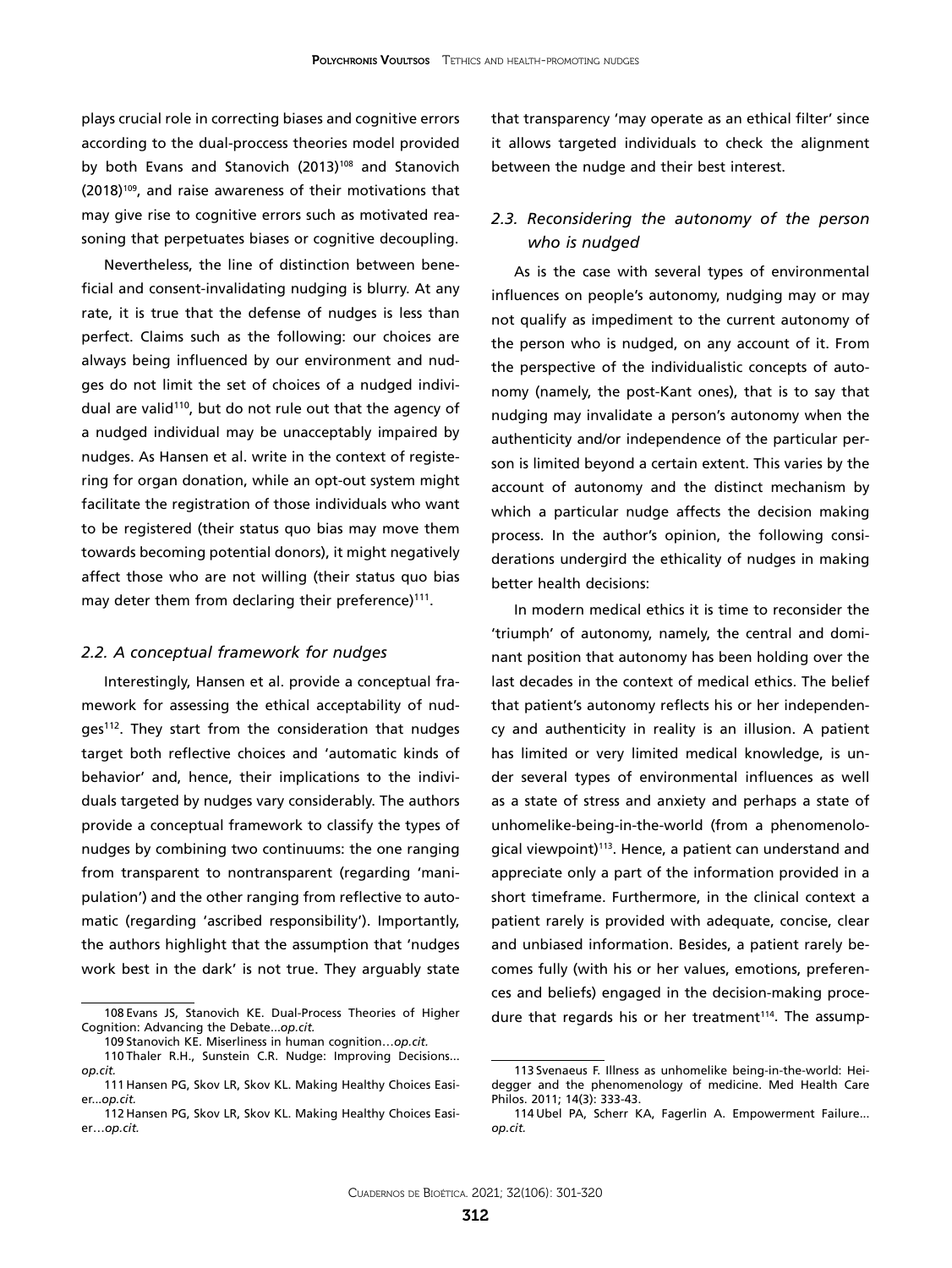plays crucial role in correcting biases and cognitive errors according to the dual-proccess theories model provided by both Evans and Stanovich (2013)[108] and Stanovich (2018)[109], and raise awareness of their motivations that may give rise to cognitive errors such as motivated reasoning that perpetuates biases or cognitive decoupling.

Nevertheless, the line of distinction between beneficial and consent-invalidating nudging is blurry. At any rate, it is true that the defense of nudges is less than perfect. Claims such as the following: our choices are always being influenced by our environment and nudges do not limit the set of choices of a nudged individual are valid[110], but do not rule out that the agency of a nudged individual may be unacceptably impaired by nudges. As Hansen et al. write in the context of registering for organ donation, while an opt-out system might facilitate the registration of those individuals who want to be registered (their status quo bias may move them towards becoming potential donors), it might negatively affect those who are not willing (their status quo bias may deter them from declaring their preference)[111].

### *2.2. A conceptual framework for nudges*

Interestingly, Hansen et al. provide a conceptual framework for assessing the ethical acceptability of nudges[112]. They start from the consideration that nudges target both reflective choices and 'automatic kinds of behavior' and, hence, their implications to the individuals targeted by nudges vary considerably. The authors provide a conceptual framework to classify the types of nudges by combining two continuums: the one ranging from transparent to nontransparent (regarding 'manipulation') and the other ranging from reflective to automatic (regarding 'ascribed responsibility'). Importantly, the authors highlight that the assumption that 'nudges work best in the dark' is not true. They arguably state that transparency 'may operate as an ethical filter' since it allows targeted individuals to check the alignment between the nudge and their best interest.

### *2.3. Reconsidering the autonomy of the person who is nudged*

As is the case with several types of environmental influences on people's autonomy, nudging may or may not qualify as impediment to the current autonomy of the person who is nudged, on any account of it. From the perspective of the individualistic concepts of autonomy (namely, the post-Kant ones), that is to say that nudging may invalidate a person's autonomy when the authenticity and/or independence of the particular person is limited beyond a certain extent. This varies by the account of autonomy and the distinct mechanism by which a particular nudge affects the decision making process. In the author's opinion, the following considerations undergird the ethicality of nudges in making better health decisions:

In modern medical ethics it is time to reconsider the 'triumph' of autonomy, namely, the central and dominant position that autonomy has been holding over the last decades in the context of medical ethics. The belief that patient's autonomy reflects his or her independency and authenticity in reality is an illusion. A patient has limited or very limited medical knowledge, is under several types of environmental influences as well as a state of stress and anxiety and perhaps a state of unhomelike-being-in-the-world (from a phenomenological viewpoint)[113]. Hence, a patient can understand and appreciate only a part of the information provided in a short timeframe. Furthermore, in the clinical context a patient rarely is provided with adequate, concise, clear and unbiased information. Besides, a patient rarely becomes fully (with his or her values, emotions, preferences and beliefs) engaged in the decision-making procedure that regards his or her treatment[114]. The assump-

---

108 Evans JS, Stanovich KE. Dual-Process Theories of Higher Cognition: Advancing the Debate...*op.cit.*

109 Stanovich KE. Miserliness in human cognition…*op.cit.*

110 Thaler R.H., Sunstein C.R. Nudge: Improving Decisions... *op.cit.*

111 Hansen PG, Skov LR, Skov KL. Making Healthy Choices Easier...*op.cit.*

112 Hansen PG, Skov LR, Skov KL. Making Healthy Choices Easier…*op.cit.*

113 Svenaeus F. Illness as unhomelike being-in-the-world: Heidegger and the phenomenology of medicine. Med Health Care Philos. 2011; 14(3): 333-43.

114 Ubel PA, Scherr KA, Fagerlin A. Empowerment Failure... *op.cit.*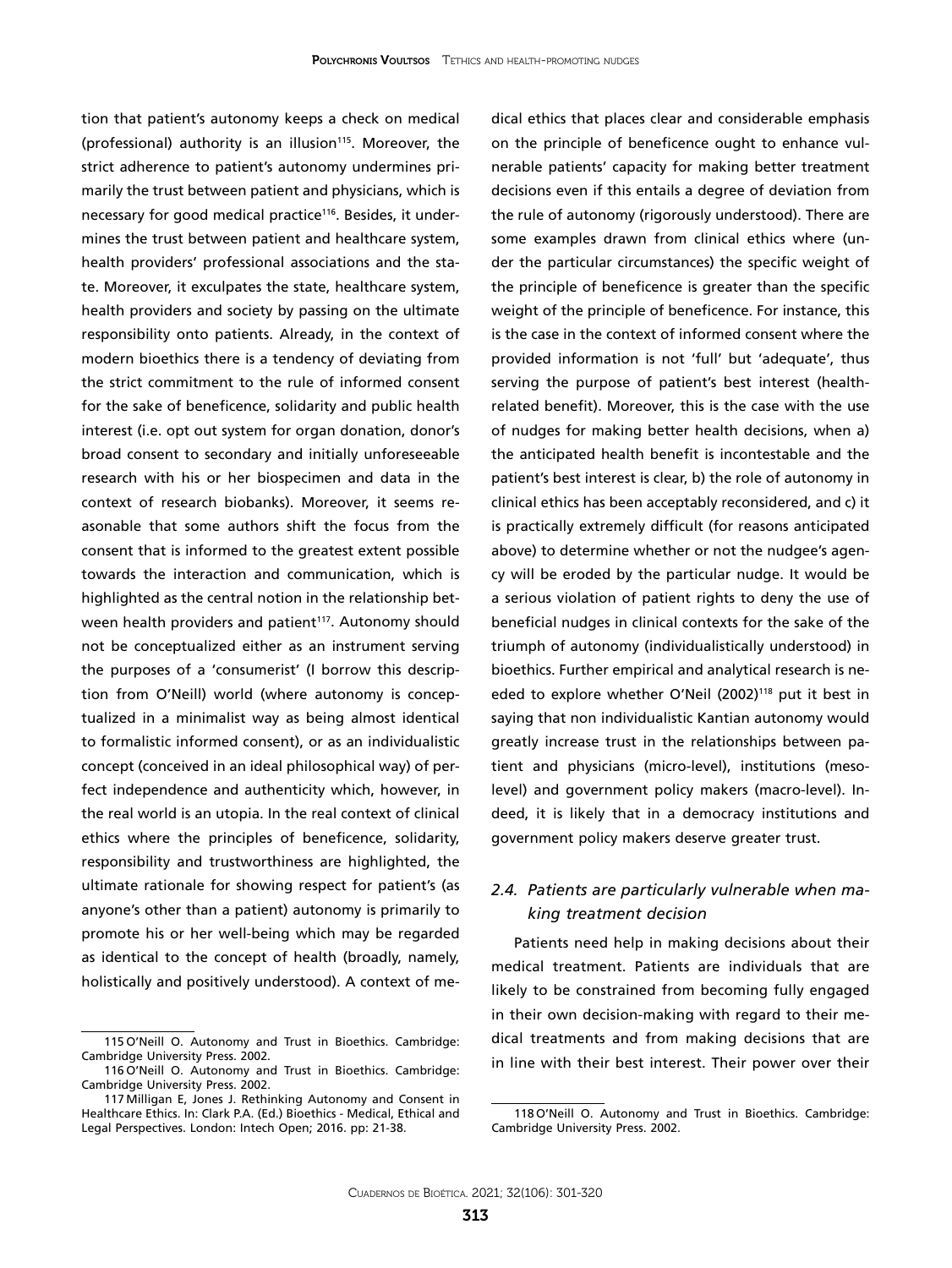tion that patient's autonomy keeps a check on medical (professional) authority is an illusion[115]. Moreover, the strict adherence to patient's autonomy undermines primarily the trust between patient and physicians, which is necessary for good medical practice[116]. Besides, it undermines the trust between patient and healthcare system, health providers' professional associations and the state. Moreover, it exculpates the state, healthcare system, health providers and society by passing on the ultimate responsibility onto patients. Already, in the context of modern bioethics there is a tendency of deviating from the strict commitment to the rule of informed consent for the sake of beneficence, solidarity and public health interest (i.e. opt out system for organ donation, donor's broad consent to secondary and initially unforeseeable research with his or her biospecimen and data in the context of research biobanks). Moreover, it seems reasonable that some authors shift the focus from the consent that is informed to the greatest extent possible towards the interaction and communication, which is highlighted as the central notion in the relationship between health providers and patient[117]. Autonomy should not be conceptualized either as an instrument serving the purposes of a 'consumerist' (I borrow this description from O'Neill) world (where autonomy is conceptualized in a minimalist way as being almost identical to formalistic informed consent), or as an individualistic concept (conceived in an ideal philosophical way) of perfect independence and authenticity which, however, in the real world is an utopia. In the real context of clinical ethics where the principles of beneficence, solidarity, responsibility and trustworthiness are highlighted, the ultimate rationale for showing respect for patient's (as anyone's other than a patient) autonomy is primarily to promote his or her well-being which may be regarded as identical to the concept of health (broadly, namely, holistically and positively understood). A context of medical ethics that places clear and considerable emphasis on the principle of beneficence ought to enhance vulnerable patients' capacity for making better treatment decisions even if this entails a degree of deviation from the rule of autonomy (rigorously understood). There are some examples drawn from clinical ethics where (under the particular circumstances) the specific weight of the principle of beneficence is greater than the specific weight of the principle of beneficence. For instance, this is the case in the context of informed consent where the provided information is not 'full' but 'adequate', thus serving the purpose of patient's best interest (health-related benefit). Moreover, this is the case with the use of nudges for making better health decisions, when a) the anticipated health benefit is incontestable and the patient's best interest is clear, b) the role of autonomy in clinical ethics has been acceptably reconsidered, and c) it is practically extremely difficult (for reasons anticipated above) to determine whether or not the nudgee's agency will be eroded by the particular nudge. It would be a serious violation of patient rights to deny the use of beneficial nudges in clinical contexts for the sake of the triumph of autonomy (individualistically understood) in bioethics. Further empirical and analytical research is needed to explore whether O'Neil (2002)[118] put it best in saying that non individualistic Kantian autonomy would greatly increase trust in the relationships between patient and physicians (micro-level), institutions (meso-level) and government policy makers (macro-level). Indeed, it is likely that in a democracy institutions and government policy makers deserve greater trust.

### *2.4. Patients are particularly vulnerable when making treatment decision*

Patients need help in making decisions about their medical treatment. Patients are individuals that are likely to be constrained from becoming fully engaged in their own decision-making with regard to their medical treatments and from making decisions that are in line with their best interest. Their power over their

---

115 O'Neill O. Autonomy and Trust in Bioethics. Cambridge: Cambridge University Press. 2002.

116 O'Neill O. Autonomy and Trust in Bioethics. Cambridge: Cambridge University Press. 2002.

117 Milligan E, Jones J. Rethinking Autonomy and Consent in Healthcare Ethics. In: Clark P.A. (Ed.) Bioethics - Medical, Ethical and Legal Perspectives. London: Intech Open; 2016. pp: 21-38.

118 O'Neill O. Autonomy and Trust in Bioethics. Cambridge: Cambridge University Press. 2002.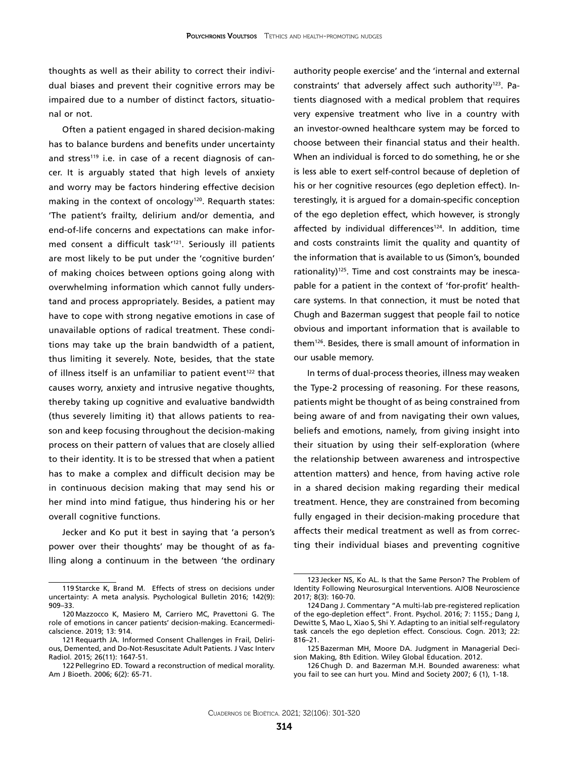thoughts as well as their ability to correct their individual biases and prevent their cognitive errors may be impaired due to a number of distinct factors, situational or not.

Often a patient engaged in shared decision-making has to balance burdens and benefits under uncertainty and stress[119] i.e. in case of a recent diagnosis of cancer. It is arguably stated that high levels of anxiety and worry may be factors hindering effective decision making in the context of oncology[120]. Requarth states: 'The patient's frailty, delirium and/or dementia, and end-of-life concerns and expectations can make informed consent a difficult task'[121]. Seriously ill patients are most likely to be put under the 'cognitive burden' of making choices between options going along with overwhelming information which cannot fully understand and process appropriately. Besides, a patient may have to cope with strong negative emotions in case of unavailable options of radical treatment. These conditions may take up the brain bandwidth of a patient, thus limiting it severely. Note, besides, that the state of illness itself is an unfamiliar to patient event[122] that causes worry, anxiety and intrusive negative thoughts, thereby taking up cognitive and evaluative bandwidth (thus severely limiting it) that allows patients to reason and keep focusing throughout the decision-making process on their pattern of values that are closely allied to their identity. It is to be stressed that when a patient has to make a complex and difficult decision may be in continuous decision making that may send his or her mind into mind fatigue, thus hindering his or her overall cognitive functions.

Jecker and Ko put it best in saying that 'a person's power over their thoughts' may be thought of as falling along a continuum in the between 'the ordinary authority people exercise' and the 'internal and external constraints' that adversely affect such authority[123]. Patients diagnosed with a medical problem that requires very expensive treatment who live in a country with an investor-owned healthcare system may be forced to choose between their financial status and their health. When an individual is forced to do something, he or she is less able to exert self-control because of depletion of his or her cognitive resources (ego depletion effect). Interestingly, it is argued for a domain-specific conception of the ego depletion effect, which however, is strongly affected by individual differences[124]. In addition, time and costs constraints limit the quality and quantity of the information that is available to us (Simon's, bounded rationality)[125]. Time and cost constraints may be inescapable for a patient in the context of 'for-profit' healthcare systems. In that connection, it must be noted that Chugh and Bazerman suggest that people fail to notice obvious and important information that is available to them[126]. Besides, there is small amount of information in our usable memory.

In terms of dual-process theories, illness may weaken the Type-2 processing of reasoning. For these reasons, patients might be thought of as being constrained from being aware of and from navigating their own values, beliefs and emotions, namely, from giving insight into their situation by using their self-exploration (where the relationship between awareness and introspective attention matters) and hence, from having active role in a shared decision making regarding their medical treatment. Hence, they are constrained from becoming fully engaged in their decision-making procedure that affects their medical treatment as well as from correcting their individual biases and preventing cognitive

---

119 Starcke K, Brand M. Effects of stress on decisions under uncertainty: A meta analysis. Psychological Bulletin 2016; 142(9): 909–33.

120 Mazzocco K, Masiero M, Carriero MC, Pravettoni G. The role of emotions in cancer patients' decision-making. Ecancermedicalscience. 2019; 13: 914.

121 Requarth JA. Informed Consent Challenges in Frail, Delirious, Demented, and Do-Not-Resuscitate Adult Patients. J Vasc Interv Radiol. 2015; 26(11): 1647-51.

122 Pellegrino ED. Toward a reconstruction of medical morality. Am J Bioeth. 2006; 6(2): 65-71.

123 Jecker NS, Ko AL. Is that the Same Person? The Problem of Identity Following Neurosurgical Interventions. AJOB Neuroscience 2017; 8(3): 160-70.

124 Dang J. Commentary "A multi-lab pre-registered replication of the ego-depletion effect". Front. Psychol. 2016; 7: 1155.; Dang J, Dewitte S, Mao L, Xiao S, Shi Y. Adapting to an initial self-regulatory task cancels the ego depletion effect. Conscious. Cogn. 2013; 22: 816–21.

125 Bazerman MH, Moore DA. Judgment in Managerial Decision Making, 8th Edition. Wiley Global Education. 2012.

126 Chugh D. and Bazerman M.H. Bounded awareness: what you fail to see can hurt you. Mind and Society 2007; 6 (1), 1-18.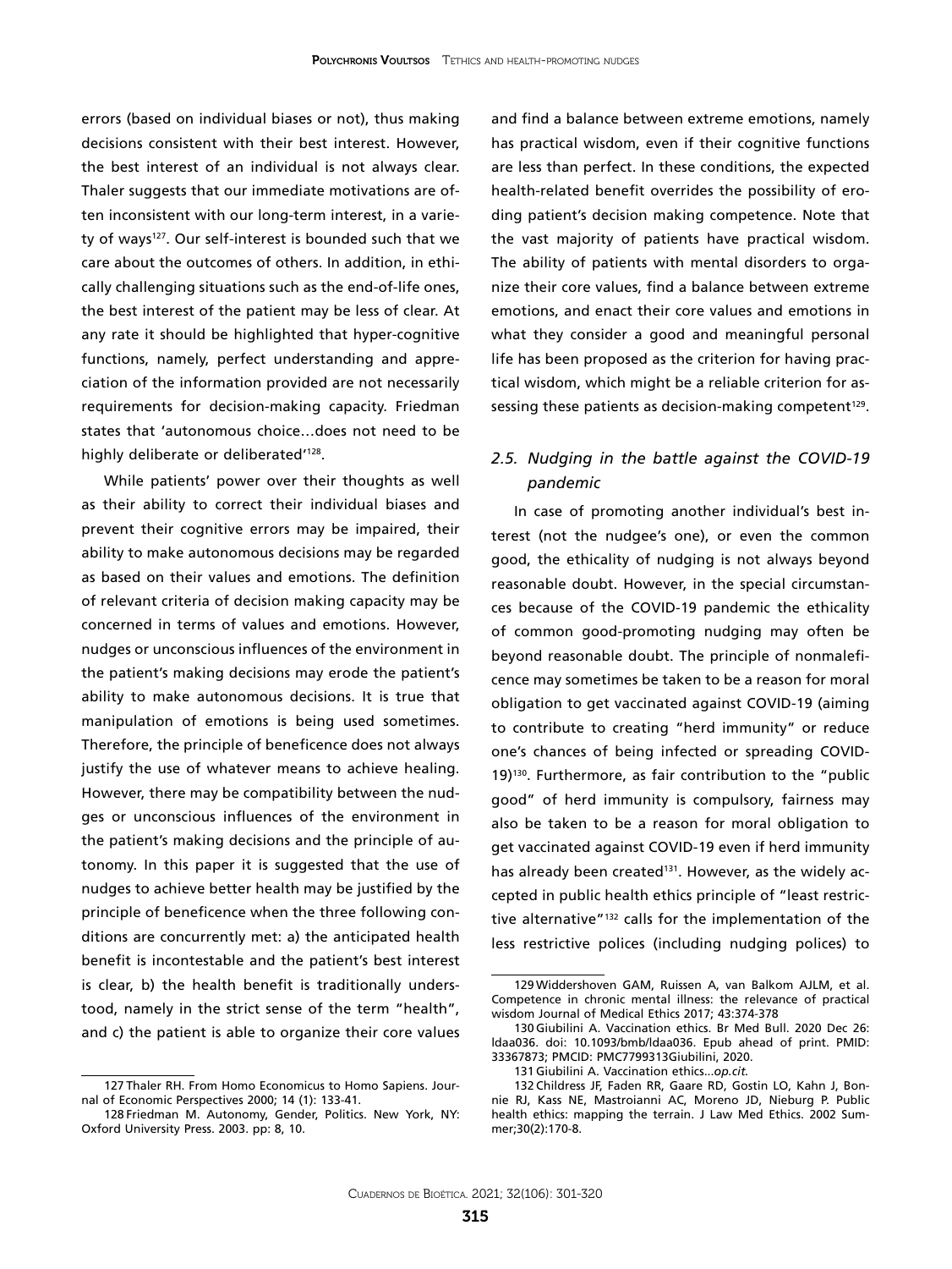errors (based on individual biases or not), thus making decisions consistent with their best interest. However, the best interest of an individual is not always clear. Thaler suggests that our immediate motivations are often inconsistent with our long-term interest, in a variety of ways[127]. Our self-interest is bounded such that we care about the outcomes of others. In addition, in ethically challenging situations such as the end-of-life ones, the best interest of the patient may be less of clear. At any rate it should be highlighted that hyper-cognitive functions, namely, perfect understanding and appreciation of the information provided are not necessarily requirements for decision-making capacity. Friedman states that 'autonomous choice…does not need to be highly deliberate or deliberated'[128].

While patients' power over their thoughts as well as their ability to correct their individual biases and prevent their cognitive errors may be impaired, their ability to make autonomous decisions may be regarded as based on their values and emotions. The definition of relevant criteria of decision making capacity may be concerned in terms of values and emotions. However, nudges or unconscious influences of the environment in the patient's making decisions may erode the patient's ability to make autonomous decisions. It is true that manipulation of emotions is being used sometimes. Therefore, the principle of beneficence does not always justify the use of whatever means to achieve healing. However, there may be compatibility between the nudges or unconscious influences of the environment in the patient's making decisions and the principle of autonomy. In this paper it is suggested that the use of nudges to achieve better health may be justified by the principle of beneficence when the three following conditions are concurrently met: a) the anticipated health benefit is incontestable and the patient's best interest is clear, b) the health benefit is traditionally understood, namely in the strict sense of the term "health", and c) the patient is able to organize their core values and find a balance between extreme emotions, namely has practical wisdom, even if their cognitive functions are less than perfect. In these conditions, the expected health-related benefit overrides the possibility of eroding patient's decision making competence. Note that the vast majority of patients have practical wisdom. The ability of patients with mental disorders to organize their core values, find a balance between extreme emotions, and enact their core values and emotions in what they consider a good and meaningful personal life has been proposed as the criterion for having practical wisdom, which might be a reliable criterion for assessing these patients as decision-making competent[129].

### *2.5. Nudging in the battle against the COVID-19 pandemic*

In case of promoting another individual's best interest (not the nudgee's one), or even the common good, the ethicality of nudging is not always beyond reasonable doubt. However, in the special circumstances because of the COVID-19 pandemic the ethicality of common good-promoting nudging may often be beyond reasonable doubt. The principle of nonmaleficence may sometimes be taken to be a reason for moral obligation to get vaccinated against COVID-19 (aiming to contribute to creating "herd immunity" or reduce one's chances of being infected or spreading COVID-19)[130]. Furthermore, as fair contribution to the "public good" of herd immunity is compulsory, fairness may also be taken to be a reason for moral obligation to get vaccinated against COVID-19 even if herd immunity has already been created[131]. However, as the widely accepted in public health ethics principle of "least restrictive alternative"[132] calls for the implementation of the less restrictive polices (including nudging polices) to

---

127 Thaler RH. From Homo Economicus to Homo Sapiens. Journal of Economic Perspectives 2000; 14 (1): 133-41.

128 Friedman M. Autonomy, Gender, Politics. New York, NY: Oxford University Press. 2003. pp: 8, 10.

129 Widdershoven GAM, Ruissen A, van Balkom AJLM, et al. Competence in chronic mental illness: the relevance of practical wisdom Journal of Medical Ethics 2017; 43:374-378

130 Giubilini A. Vaccination ethics. Br Med Bull. 2020 Dec 26: ldaa036. doi: 10.1093/bmb/ldaa036. Epub ahead of print. PMID: 33367873; PMCID: PMC7799313Giubilini, 2020.

131 Giubilini A. Vaccination ethics...*op.cit.*

132 Childress JF, Faden RR, Gaare RD, Gostin LO, Kahn J, Bonnie RJ, Kass NE, Mastroianni AC, Moreno JD, Nieburg P. Public health ethics: mapping the terrain. J Law Med Ethics. 2002 Summer;30(2):170-8.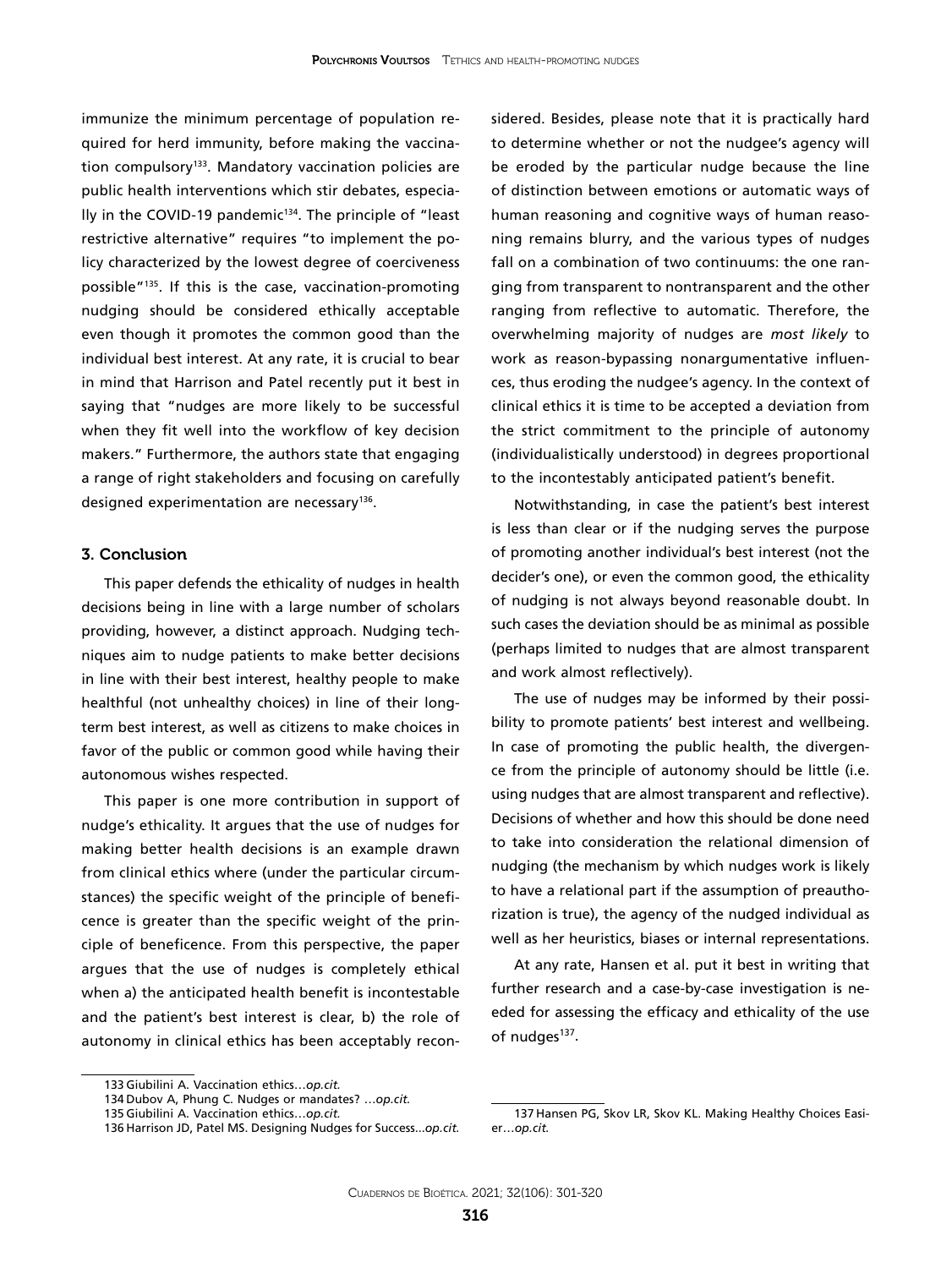immunize the minimum percentage of population required for herd immunity, before making the vaccination compulsory[133]. Mandatory vaccination policies are public health interventions which stir debates, especially in the COVID-19 pandemic[134]. The principle of "least restrictive alternative" requires "to implement the policy characterized by the lowest degree of coerciveness possible"[135]. If this is the case, vaccination-promoting nudging should be considered ethically acceptable even though it promotes the common good than the individual best interest. At any rate, it is crucial to bear in mind that Harrison and Patel recently put it best in saying that "nudges are more likely to be successful when they fit well into the workflow of key decision makers." Furthermore, the authors state that engaging a range of right stakeholders and focusing on carefully designed experimentation are necessary[136].

## 3. Conclusion

This paper defends the ethicality of nudges in health decisions being in line with a large number of scholars providing, however, a distinct approach. Nudging techniques aim to nudge patients to make better decisions in line with their best interest, healthy people to make healthful (not unhealthy choices) in line of their long-term best interest, as well as citizens to make choices in favor of the public or common good while having their autonomous wishes respected.

This paper is one more contribution in support of nudge's ethicality. It argues that the use of nudges for making better health decisions is an example drawn from clinical ethics where (under the particular circumstances) the specific weight of the principle of beneficence is greater than the specific weight of the principle of beneficence. From this perspective, the paper argues that the use of nudges is completely ethical when a) the anticipated health benefit is incontestable and the patient's best interest is clear, b) the role of autonomy in clinical ethics has been acceptably reconsidered. Besides, please note that it is practically hard to determine whether or not the nudgee's agency will be eroded by the particular nudge because the line of distinction between emotions or automatic ways of human reasoning and cognitive ways of human reasoning remains blurry, and the various types of nudges fall on a combination of two continuums: the one ranging from transparent to nontransparent and the other ranging from reflective to automatic. Therefore, the overwhelming majority of nudges are *most likely* to work as reason-bypassing nonargumentative influences, thus eroding the nudgee's agency. In the context of clinical ethics it is time to be accepted a deviation from the strict commitment to the principle of autonomy (individualistically understood) in degrees proportional to the incontestably anticipated patient's benefit.

Notwithstanding, in case the patient's best interest is less than clear or if the nudging serves the purpose of promoting another individual's best interest (not the decider's one), or even the common good, the ethicality of nudging is not always beyond reasonable doubt. In such cases the deviation should be as minimal as possible (perhaps limited to nudges that are almost transparent and work almost reflectively).

The use of nudges may be informed by their possibility to promote patients' best interest and wellbeing. In case of promoting the public health, the divergence from the principle of autonomy should be little (i.e. using nudges that are almost transparent and reflective). Decisions of whether and how this should be done need to take into consideration the relational dimension of nudging (the mechanism by which nudges work is likely to have a relational part if the assumption of preauthorization is true), the agency of the nudged individual as well as her heuristics, biases or internal representations.

At any rate, Hansen et al. put it best in writing that further research and a case-by-case investigation is needed for assessing the efficacy and ethicality of the use of nudges[137].

---

133 Giubilini A. Vaccination ethics…*op.cit.*

134 Dubov A, Phung C. Nudges or mandates? …*op.cit.*

135 Giubilini A. Vaccination ethics…*op.cit.*

136 Harrison JD, Patel MS. Designing Nudges for Success...*op.cit.*

137 Hansen PG, Skov LR, Skov KL. Making Healthy Choices Easier…*op.cit.*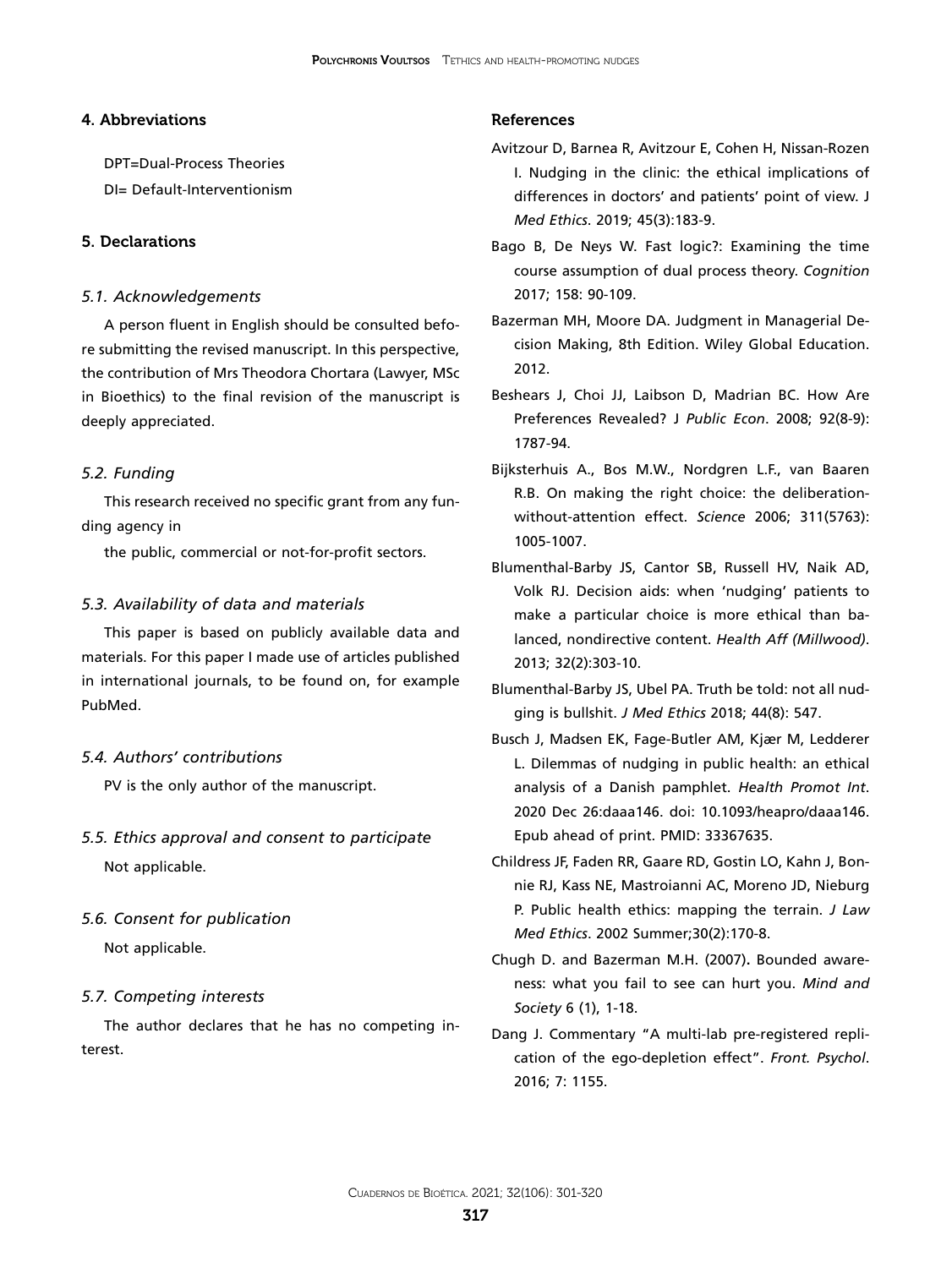## 4. Abbreviations

DPT=Dual-Process Theories

DI= Default-Interventionism

## 5. Declarations

### *5.1. Acknowledgements*

A person fluent in English should be consulted before submitting the revised manuscript. In this perspective, the contribution of Mrs Theodora Chortara (Lawyer, MSc in Bioethics) to the final revision of the manuscript is deeply appreciated.

### *5.2. Funding*

This research received no specific grant from any funding agency in

the public, commercial or not-for-profit sectors.

### *5.3. Availability of data and materials*

This paper is based on publicly available data and materials. For this paper I made use of articles published in international journals, to be found on, for example PubMed.

### *5.4. Authors' contributions*

PV is the only author of the manuscript.

### *5.5. Ethics approval and consent to participate*

Not applicable.

### *5.6. Consent for publication*

Not applicable.

### *5.7. Competing interests*

The author declares that he has no competing interest.

## References

Avitzour D, Barnea R, Avitzour E, Cohen H, Nissan-Rozen I. Nudging in the clinic: the ethical implications of differences in doctors' and patients' point of view. J *Med Ethics*. 2019; 45(3):183-9.

Bago B, De Neys W. Fast logic?: Examining the time course assumption of dual process theory. *Cognition* 2017; 158: 90-109.

Bazerman MH, Moore DA. Judgment in Managerial Decision Making, 8th Edition. Wiley Global Education. 2012.

Beshears J, Choi JJ, Laibson D, Madrian BC. How Are Preferences Revealed? J *Public Econ*. 2008; 92(8-9): 1787-94.

Bijksterhuis A., Bos M.W., Nordgren L.F., van Baaren R.B. On making the right choice: the deliberation-without-attention effect. *Science* 2006; 311(5763): 1005-1007.

Blumenthal-Barby JS, Cantor SB, Russell HV, Naik AD, Volk RJ. Decision aids: when 'nudging' patients to make a particular choice is more ethical than balanced, nondirective content. *Health Aff (Millwood)*. 2013; 32(2):303-10.

Blumenthal-Barby JS, Ubel PA. Truth be told: not all nudging is bullshit. *J Med Ethics* 2018; 44(8): 547.

Busch J, Madsen EK, Fage-Butler AM, Kjær M, Ledderer L. Dilemmas of nudging in public health: an ethical analysis of a Danish pamphlet. *Health Promot Int*. 2020 Dec 26:daaa146. doi: 10.1093/heapro/daaa146. Epub ahead of print. PMID: 33367635.

Childress JF, Faden RR, Gaare RD, Gostin LO, Kahn J, Bonnie RJ, Kass NE, Mastroianni AC, Moreno JD, Nieburg P. Public health ethics: mapping the terrain. *J Law Med Ethics*. 2002 Summer;30(2):170-8.

Chugh D. and Bazerman M.H. (2007)**.** Bounded awareness: what you fail to see can hurt you. *Mind and Society* 6 (1), 1-18.

Dang J. Commentary "A multi-lab pre-registered replication of the ego-depletion effect". *Front. Psychol*. 2016; 7: 1155.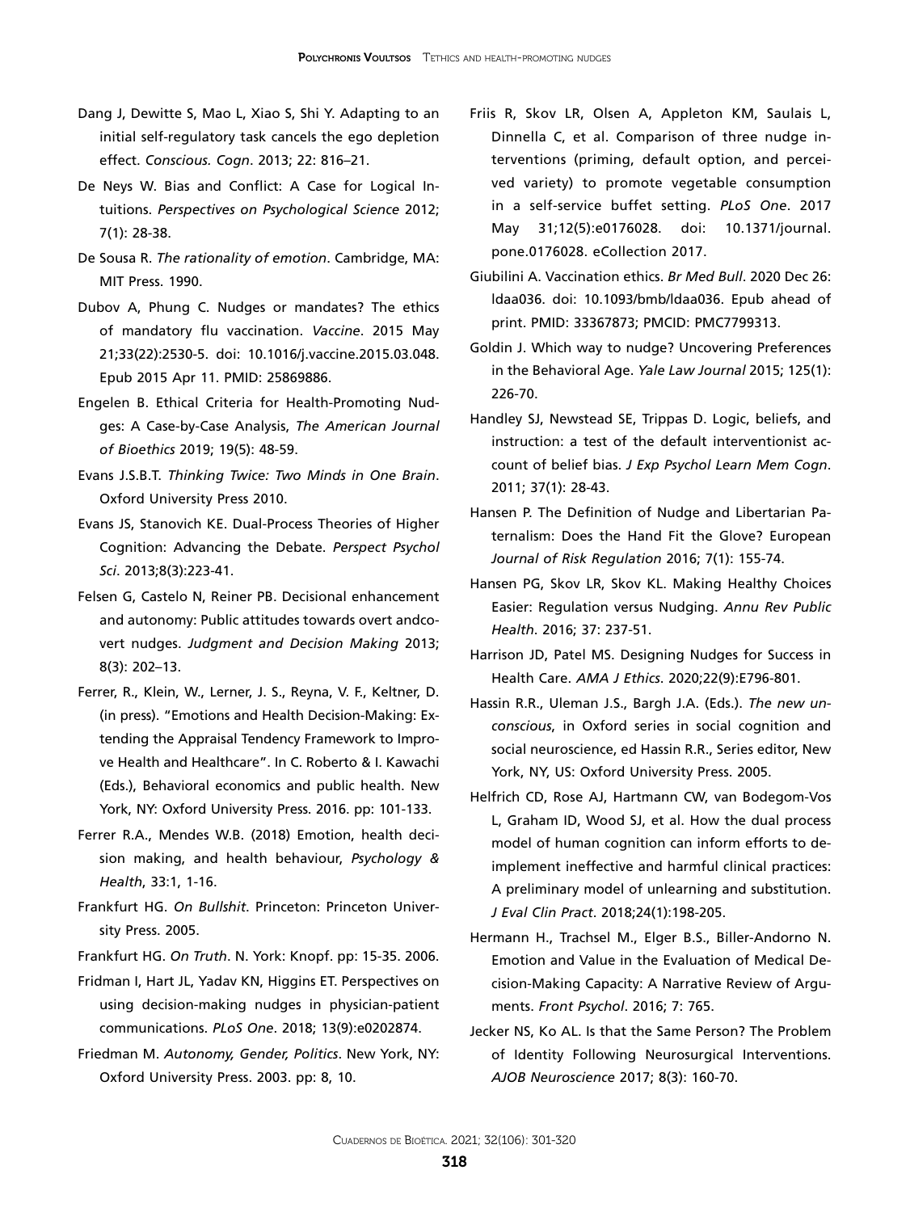Dang J, Dewitte S, Mao L, Xiao S, Shi Y. Adapting to an initial self-regulatory task cancels the ego depletion effect. *Conscious. Cogn*. 2013; 22: 816–21.

De Neys W. Bias and Conflict: A Case for Logical Intuitions. *Perspectives on Psychological Science* 2012; 7(1): 28-38.

De Sousa R. *The rationality of emotion*. Cambridge, MA: MIT Press. 1990.

Dubov A, Phung C. Nudges or mandates? The ethics of mandatory flu vaccination. *Vaccine*. 2015 May 21;33(22):2530-5. doi: 10.1016/j.vaccine.2015.03.048. Epub 2015 Apr 11. PMID: 25869886.

Engelen B. Ethical Criteria for Health-Promoting Nudges: A Case-by-Case Analysis, *The American Journal of Bioethics* 2019; 19(5): 48-59.

Evans J.S.B.T. *Thinking Twice: Two Minds in One Brain*. Oxford University Press 2010.

Evans JS, Stanovich KE. Dual-Process Theories of Higher Cognition: Advancing the Debate. *Perspect Psychol Sci*. 2013;8(3):223-41.

Felsen G, Castelo N, Reiner PB. Decisional enhancement and autonomy: Public attitudes towards overt andcovert nudges. *Judgment and Decision Making* 2013; 8(3): 202–13.

Ferrer, R., Klein, W., Lerner, J. S., Reyna, V. F., Keltner, D. (in press). "Emotions and Health Decision-Making: Extending the Appraisal Tendency Framework to Improve Health and Healthcare". In C. Roberto & I. Kawachi (Eds.), Behavioral economics and public health. New York, NY: Oxford University Press. 2016. pp: 101-133.

Ferrer R.A., Mendes W.B. (2018) Emotion, health decision making, and health behaviour, *Psychology & Health*, 33:1, 1-16.

Frankfurt HG. *On Bullshit*. Princeton: Princeton University Press. 2005.

Frankfurt HG. *On Truth*. N. York: Knopf. pp: 15-35. 2006.

Fridman I, Hart JL, Yadav KN, Higgins ET. Perspectives on using decision-making nudges in physician-patient communications. *PLoS One*. 2018; 13(9):e0202874.

Friedman M. *Autonomy, Gender, Politics*. New York, NY: Oxford University Press. 2003. pp: 8, 10.

Friis R, Skov LR, Olsen A, Appleton KM, Saulais L, Dinnella C, et al. Comparison of three nudge interventions (priming, default option, and perceived variety) to promote vegetable consumption in a self-service buffet setting. *PLoS One*. 2017 May 31;12(5):e0176028. doi: 10.1371/journal.pone.0176028. eCollection 2017.

Giubilini A. Vaccination ethics. *Br Med Bull*. 2020 Dec 26: ldaa036. doi: 10.1093/bmb/ldaa036. Epub ahead of print. PMID: 33367873; PMCID: PMC7799313.

Goldin J. Which way to nudge? Uncovering Preferences in the Behavioral Age. *Yale Law Journal* 2015; 125(1): 226-70.

Handley SJ, Newstead SE, Trippas D. Logic, beliefs, and instruction: a test of the default interventionist account of belief bias. *J Exp Psychol Learn Mem Cogn*. 2011; 37(1): 28-43.

Hansen P. The Definition of Nudge and Libertarian Paternalism: Does the Hand Fit the Glove? European *Journal of Risk Regulation* 2016; 7(1): 155-74.

Hansen PG, Skov LR, Skov KL. Making Healthy Choices Easier: Regulation versus Nudging. *Annu Rev Public Health*. 2016; 37: 237-51.

Harrison JD, Patel MS. Designing Nudges for Success in Health Care. *AMA J Ethics*. 2020;22(9):E796-801.

Hassin R.R., Uleman J.S., Bargh J.A. (Eds.). *The new unconscious*, in Oxford series in social cognition and social neuroscience, ed Hassin R.R., Series editor, New York, NY, US: Oxford University Press. 2005.

Helfrich CD, Rose AJ, Hartmann CW, van Bodegom-Vos L, Graham ID, Wood SJ, et al. How the dual process model of human cognition can inform efforts to de-implement ineffective and harmful clinical practices: A preliminary model of unlearning and substitution. *J Eval Clin Pract*. 2018;24(1):198-205.

Hermann H., Trachsel M., Elger B.S., Biller-Andorno N. Emotion and Value in the Evaluation of Medical Decision-Making Capacity: A Narrative Review of Arguments. *Front Psychol*. 2016; 7: 765.

Jecker NS, Ko AL. Is that the Same Person? The Problem of Identity Following Neurosurgical Interventions. *AJOB Neuroscience* 2017; 8(3): 160-70.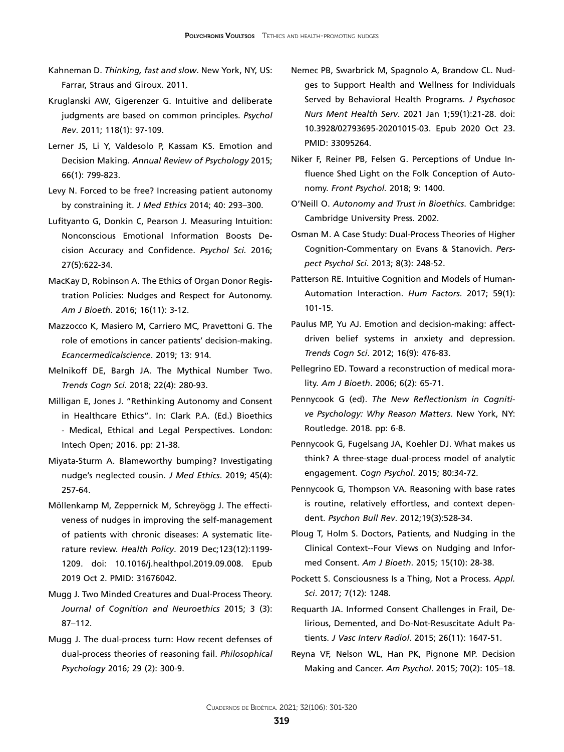Kahneman D. *Thinking, fast and slow*. New York, NY, US: Farrar, Straus and Giroux. 2011.

Kruglanski AW, Gigerenzer G. Intuitive and deliberate judgments are based on common principles. *Psychol Rev*. 2011; 118(1): 97-109.

Lerner JS, Li Y, Valdesolo P, Kassam KS. Emotion and Decision Making. *Annual Review of Psychology* 2015; 66(1): 799-823.

Levy N. Forced to be free? Increasing patient autonomy by constraining it. *J Med Ethics* 2014; 40: 293–300.

Lufityanto G, Donkin C, Pearson J. Measuring Intuition: Nonconscious Emotional Information Boosts Decision Accuracy and Confidence. *Psychol Sci.* 2016; 27(5):622-34.

MacKay D, Robinson A. The Ethics of Organ Donor Registration Policies: Nudges and Respect for Autonomy. *Am J Bioeth*. 2016; 16(11): 3-12.

Mazzocco K, Masiero M, Carriero MC, Pravettoni G. The role of emotions in cancer patients' decision-making. *Ecancermedicalscience*. 2019; 13: 914.

Melnikoff DE, Bargh JA. The Mythical Number Two. *Trends Cogn Sci*. 2018; 22(4): 280-93.

Milligan E, Jones J. "Rethinking Autonomy and Consent in Healthcare Ethics". In: Clark P.A. (Ed.) Bioethics - Medical, Ethical and Legal Perspectives. London: Intech Open; 2016. pp: 21-38.

Miyata-Sturm A. Blameworthy bumping? Investigating nudge's neglected cousin. *J Med Ethics*. 2019; 45(4): 257-64.

Möllenkamp M, Zeppernick M, Schreyögg J. The effectiveness of nudges in improving the self-management of patients with chronic diseases: A systematic literature review. *Health Policy*. 2019 Dec;123(12):1199-1209. doi: 10.1016/j.healthpol.2019.09.008. Epub 2019 Oct 2. PMID: 31676042.

Mugg J. Two Minded Creatures and Dual-Process Theory. *Journal of Cognition and Neuroethics* 2015; 3 (3): 87–112.

Mugg J. The dual-process turn: How recent defenses of dual-process theories of reasoning fail. *Philosophical Psychology* 2016; 29 (2): 300-9.

Nemec PB, Swarbrick M, Spagnolo A, Brandow CL. Nudges to Support Health and Wellness for Individuals Served by Behavioral Health Programs. *J Psychosoc Nurs Ment Health Serv*. 2021 Jan 1;59(1):21-28. doi: 10.3928/02793695-20201015-03. Epub 2020 Oct 23. PMID: 33095264.

Niker F, Reiner PB, Felsen G. Perceptions of Undue Influence Shed Light on the Folk Conception of Autonomy. *Front Psychol.* 2018; 9: 1400.

O'Neill O. *Autonomy and Trust in Bioethics*. Cambridge: Cambridge University Press. 2002.

Osman M. A Case Study: Dual-Process Theories of Higher Cognition-Commentary on Evans & Stanovich. *Perspect Psychol Sci*. 2013; 8(3): 248-52.

Patterson RE. Intuitive Cognition and Models of Human-Automation Interaction. *Hum Factors*. 2017; 59(1): 101-15.

Paulus MP, Yu AJ. Emotion and decision-making: affect-driven belief systems in anxiety and depression. *Trends Cogn Sci*. 2012; 16(9): 476-83.

Pellegrino ED. Toward a reconstruction of medical morality. *Am J Bioeth*. 2006; 6(2): 65-71.

Pennycook G (ed). *The New Reflectionism in Cognitive Psychology: Why Reason Matters*. New York, NY: Routledge. 2018. pp: 6-8.

Pennycook G, Fugelsang JA, Koehler DJ. What makes us think? A three-stage dual-process model of analytic engagement. *Cogn Psychol*. 2015; 80:34-72.

Pennycook G, Thompson VA. Reasoning with base rates is routine, relatively effortless, and context dependent. *Psychon Bull Rev*. 2012;19(3):528-34.

Ploug T, Holm S. Doctors, Patients, and Nudging in the Clinical Context--Four Views on Nudging and Informed Consent. *Am J Bioeth*. 2015; 15(10): 28-38.

Pockett S. Consciousness Is a Thing, Not a Process. *Appl. Sci*. 2017; 7(12): 1248.

Requarth JA. Informed Consent Challenges in Frail, Delirious, Demented, and Do-Not-Resuscitate Adult Patients. *J Vasc Interv Radiol*. 2015; 26(11): 1647-51.

Reyna VF, Nelson WL, Han PK, Pignone MP. Decision Making and Cancer. *Am Psychol*. 2015; 70(2): 105–18.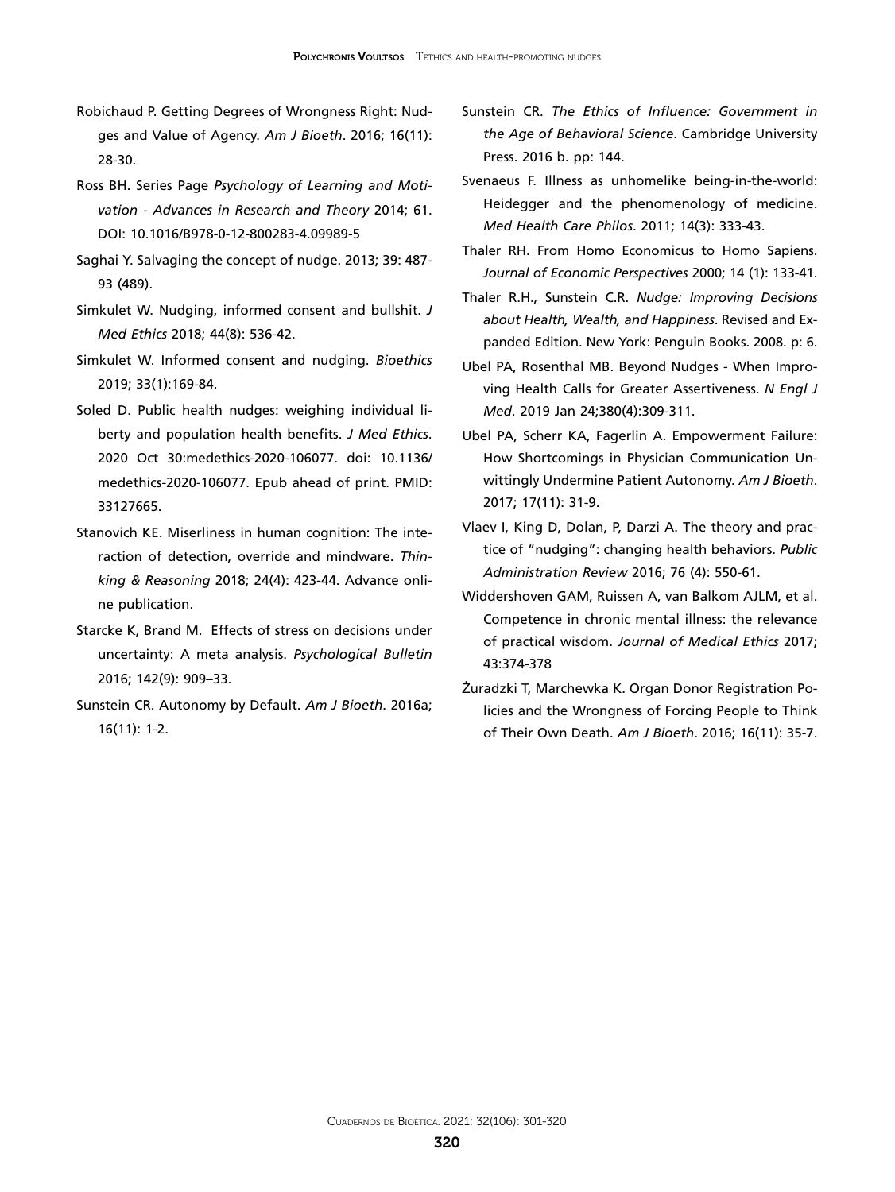Robichaud P. Getting Degrees of Wrongness Right: Nudges and Value of Agency. *Am J Bioeth*. 2016; 16(11): 28-30.

Ross BH. Series Page *Psychology of Learning and Motivation - Advances in Research and Theory* 2014; 61. DOI: 10.1016/B978-0-12-800283-4.09989-5

Saghai Y. Salvaging the concept of nudge. 2013; 39: 487-93 (489).

Simkulet W. Nudging, informed consent and bullshit. *J Med Ethics* 2018; 44(8): 536-42.

Simkulet W. Informed consent and nudging. *Bioethics* 2019; 33(1):169-84.

Soled D. Public health nudges: weighing individual liberty and population health benefits. *J Med Ethics*. 2020 Oct 30:medethics-2020-106077. doi: 10.1136/medethics-2020-106077. Epub ahead of print. PMID: 33127665.

Stanovich KE. Miserliness in human cognition: The interaction of detection, override and mindware. *Thinking & Reasoning* 2018; 24(4): 423-44. Advance online publication.

Starcke K, Brand M. Effects of stress on decisions under uncertainty: A meta analysis. *Psychological Bulletin* 2016; 142(9): 909–33.

Sunstein CR. Autonomy by Default. *Am J Bioeth*. 2016a; 16(11): 1-2.

Sunstein CR. *The Ethics of Influence: Government in the Age of Behavioral Science*. Cambridge University Press. 2016 b. pp: 144.

Svenaeus F. Illness as unhomelike being-in-the-world: Heidegger and the phenomenology of medicine. *Med Health Care Philos*. 2011; 14(3): 333-43.

Thaler RH. From Homo Economicus to Homo Sapiens. *Journal of Economic Perspectives* 2000; 14 (1): 133-41.

Thaler R.H., Sunstein C.R. *Nudge: Improving Decisions about Health, Wealth, and Happiness*. Revised and Expanded Edition. New York: Penguin Books. 2008. p: 6.

Ubel PA, Rosenthal MB. Beyond Nudges - When Improving Health Calls for Greater Assertiveness. *N Engl J Med*. 2019 Jan 24;380(4):309-311.

Ubel PA, Scherr KA, Fagerlin A. Empowerment Failure: How Shortcomings in Physician Communication Unwittingly Undermine Patient Autonomy. *Am J Bioeth*. 2017; 17(11): 31-9.

Vlaev I, King D, Dolan, P, Darzi A. The theory and practice of "nudging": changing health behaviors. *Public Administration Review* 2016; 76 (4): 550-61.

Widdershoven GAM, Ruissen A, van Balkom AJLM, et al. Competence in chronic mental illness: the relevance of practical wisdom. *Journal of Medical Ethics* 2017; 43:374-378

Żuradzki T, Marchewka K. Organ Donor Registration Policies and the Wrongness of Forcing People to Think of Their Own Death. *Am J Bioeth*. 2016; 16(11): 35-7.